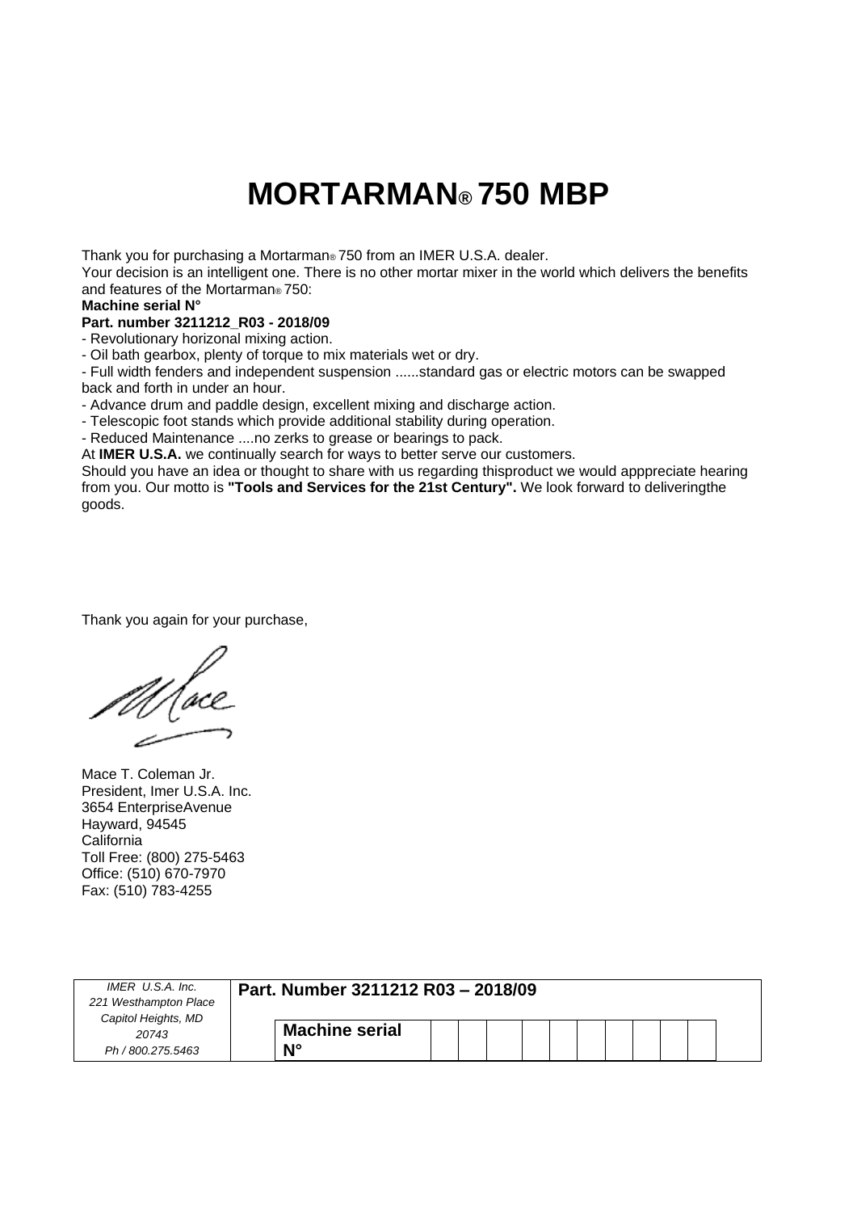# MORTARMAN® 750 MBP

Thank you for purchasing a Mortarman® 750 from an IMER U.S.A. dealer.
Your decision is an intelligent one. There is no other mortar mixer in the world which delivers the benefits and features of the Mortarman® 750:

**Machine serial N°**

**Part. number 3211212_R03 - 2018/09**

- Revolutionary horizonal mixing action.
- Oil bath gearbox, plenty of torque to mix materials wet or dry.
- Full width fenders and independent suspension ......standard gas or electric motors can be swapped back and forth in under an hour.
- Advance drum and paddle design, excellent mixing and discharge action.
- Telescopic foot stands which provide additional stability during operation.
- Reduced Maintenance ....no zerks to grease or bearings to pack.

At **IMER U.S.A.** we continually search for ways to better serve our customers.
Should you have an idea or thought to share with us regarding thisproduct we would apppreciate hearing from you. Our motto is **"Tools and Services for the 21st Century".** We look forward to deliveringthe goods.

Thank you again for your purchase,

Mace T. Coleman Jr.
President, Imer U.S.A. Inc.
3654 EnterpriseAvenue
Hayward, 94545
California
Toll Free: (800) 275-5463
Office: (510) 670-7970
Fax: (510) 783-4255

| *IMER U.S.A. Inc.* *221 Westhampton Place* *Capitol Heights, MD* *20743* *Ph / 800.275.5463* | **Part. Number 3211212 R03 – 2018/09** **Machine serial N°** |
|---|---|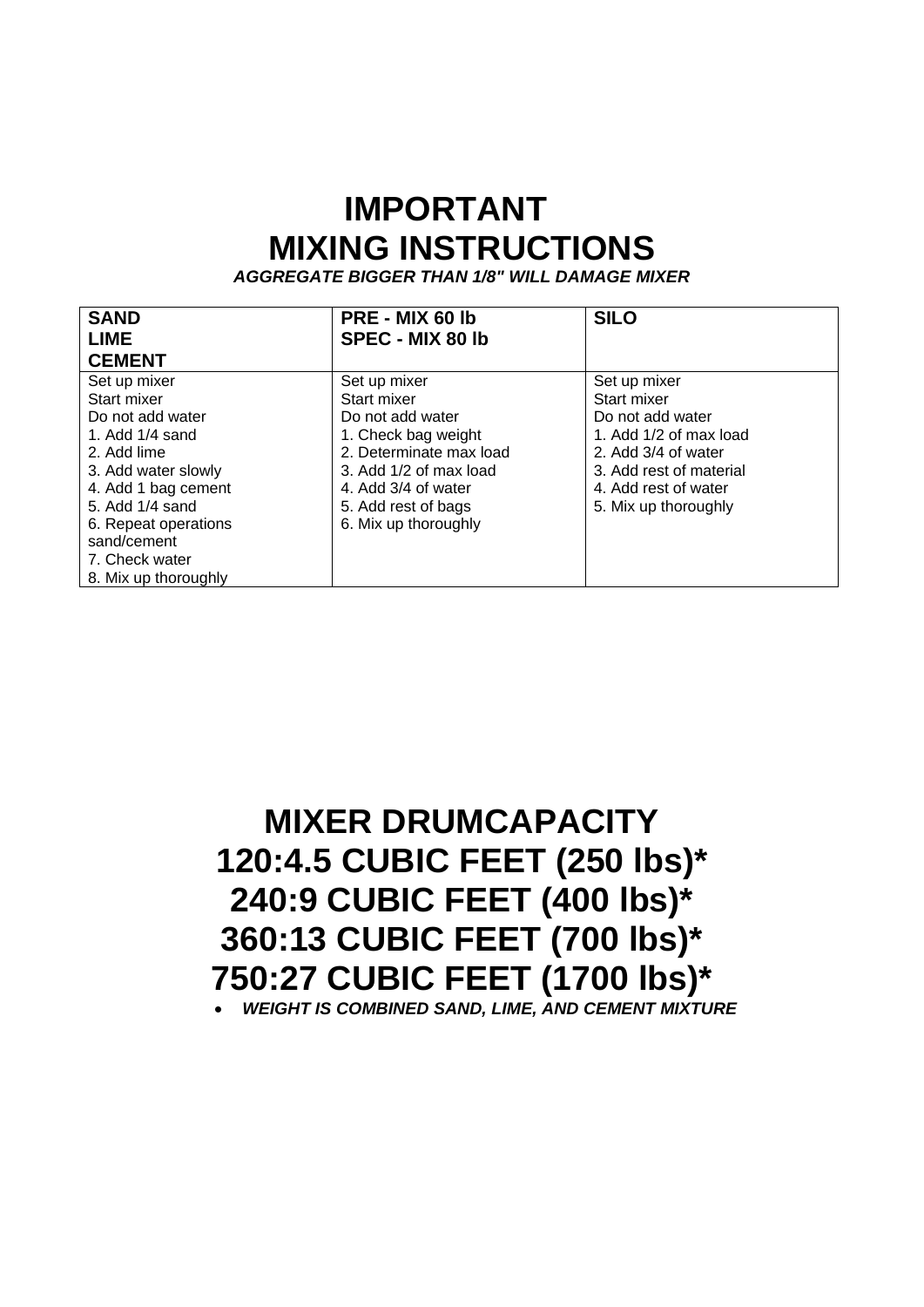# IMPORTANT
# MIXING INSTRUCTIONS

***AGGREGATE BIGGER THAN 1/8" WILL DAMAGE MIXER***

| **SAND**<br>**LIME**<br>**CEMENT** | **PRE - MIX 60 lb**<br>**SPEC - MIX 80 lb** | **SILO** |
|---|---|---|
| Set up mixer<br>Start mixer<br>Do not add water<br>1. Add 1/4 sand<br>2. Add lime<br>3. Add water slowly<br>4. Add 1 bag cement<br>5. Add 1/4 sand<br>6. Repeat operations sand/cement<br>7. Check water<br>8. Mix up thoroughly | Set up mixer<br>Start mixer<br>Do not add water<br>1. Check bag weight<br>2. Determinate max load<br>3. Add 1/2 of max load<br>4. Add 3/4 of water<br>5. Add rest of bags<br>6. Mix up thoroughly | Set up mixer<br>Start mixer<br>Do not add water<br>1. Add 1/2 of max load<br>2. Add 3/4 of water<br>3. Add rest of material<br>4. Add rest of water<br>5. Mix up thoroughly |

# MIXER DRUMCAPACITY
# 120:4.5 CUBIC FEET (250 lbs)*
# 240:9 CUBIC FEET (400 lbs)*
# 360:13 CUBIC FEET (700 lbs)*
# 750:27 CUBIC FEET (1700 lbs)*

- ***WEIGHT IS COMBINED SAND, LIME, AND CEMENT MIXTURE***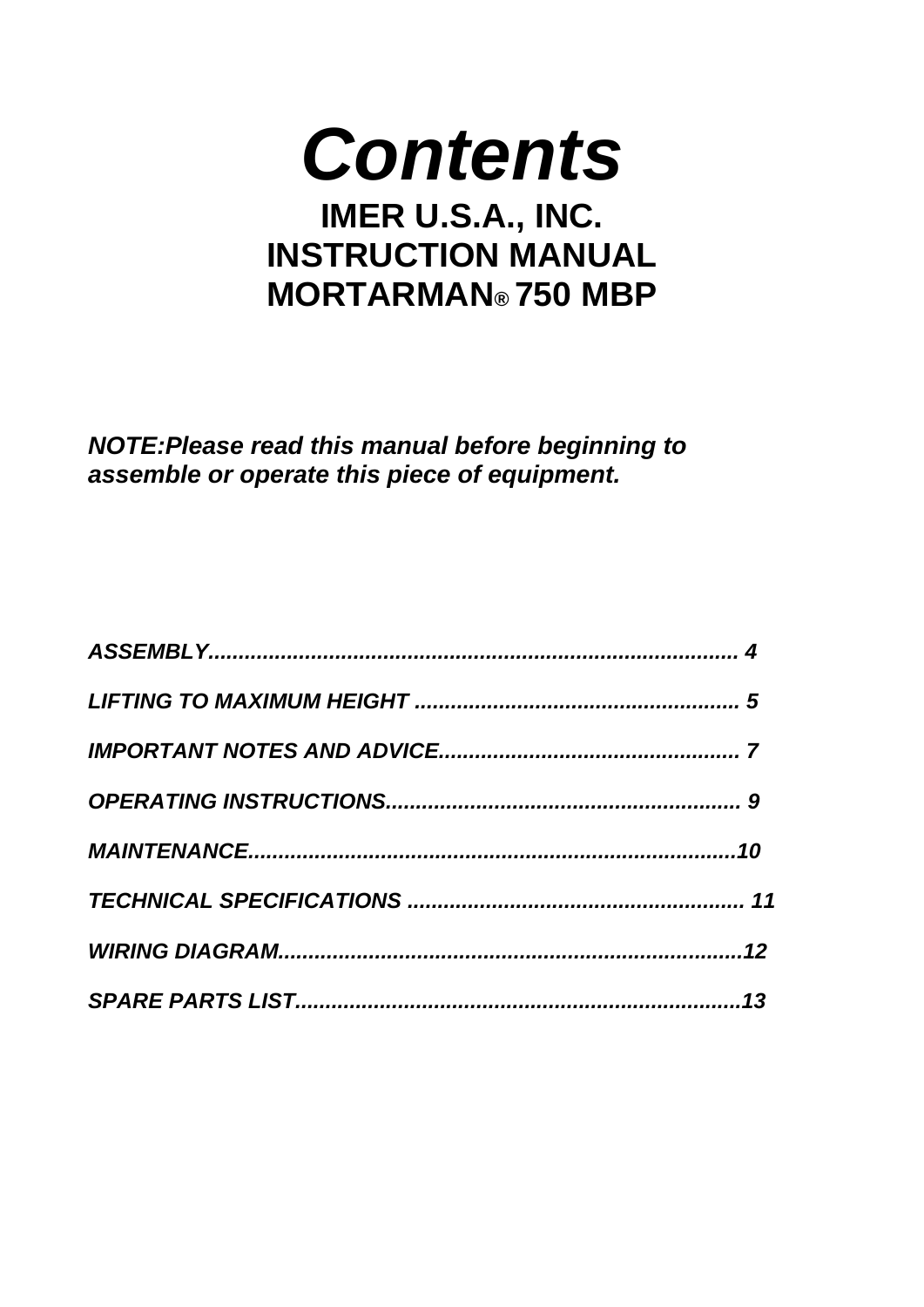# *Contents*

## IMER U.S.A., INC.
## INSTRUCTION MANUAL
## MORTARMAN® 750 MBP

***NOTE:Please read this manual before beginning to assemble or operate this piece of equipment.***

***ASSEMBLY....................................................................................... 4***

***LIFTING TO MAXIMUM HEIGHT ..................................................... 5***

***IMPORTANT NOTES AND ADVICE................................................. 7***

***OPERATING INSTRUCTIONS.......................................................... 9***

***MAINTENANCE................................................................................10***

***TECHNICAL SPECIFICATIONS ....................................................... 11***

***WIRING DIAGRAM............................................................................12***

***SPARE PARTS LIST..........................................................................13***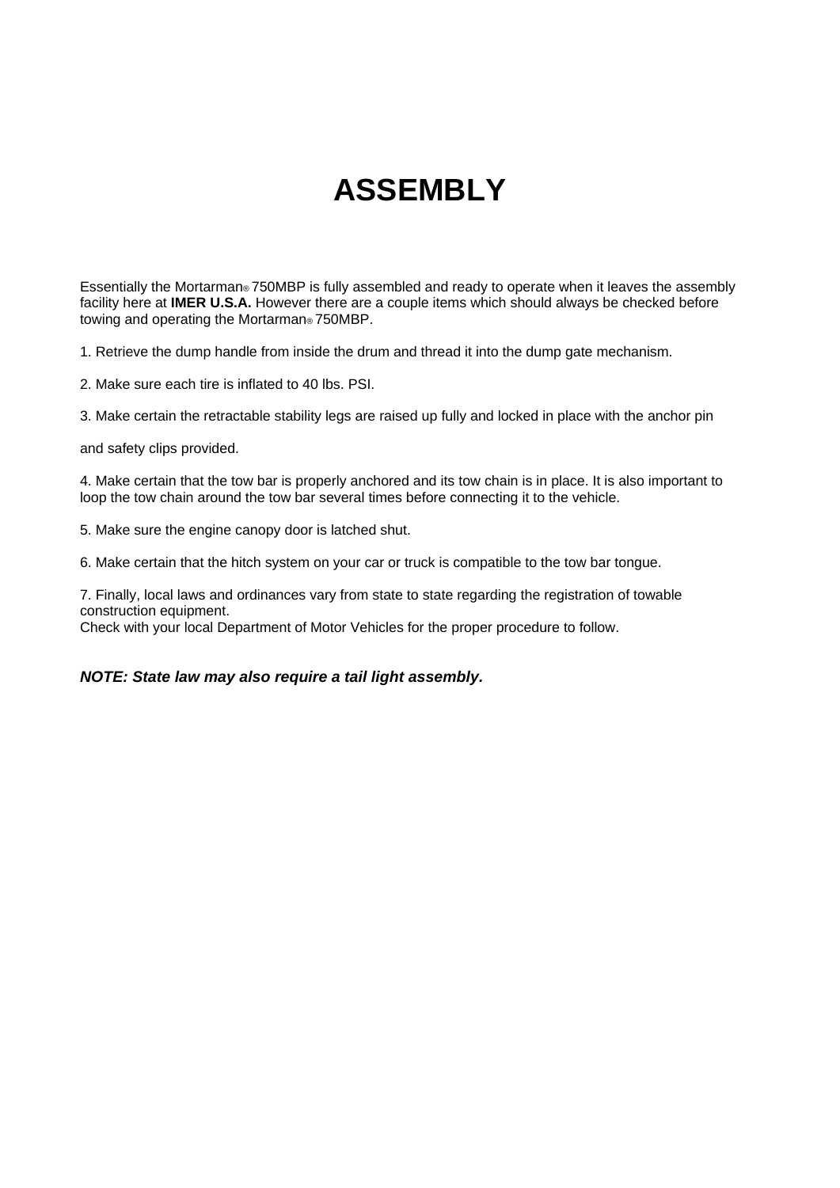# ASSEMBLY

Essentially the Mortarman® 750MBP is fully assembled and ready to operate when it leaves the assembly facility here at **IMER U.S.A.** However there are a couple items which should always be checked before towing and operating the Mortarman® 750MBP.

1. Retrieve the dump handle from inside the drum and thread it into the dump gate mechanism.

2. Make sure each tire is inflated to 40 lbs. PSI.

3. Make certain the retractable stability legs are raised up fully and locked in place with the anchor pin and safety clips provided.

4. Make certain that the tow bar is properly anchored and its tow chain is in place. It is also important to loop the tow chain around the tow bar several times before connecting it to the vehicle.

5. Make sure the engine canopy door is latched shut.

6. Make certain that the hitch system on your car or truck is compatible to the tow bar tongue.

7. Finally, local laws and ordinances vary from state to state regarding the registration of towable construction equipment.
Check with your local Department of Motor Vehicles for the proper procedure to follow.

***NOTE: State law may also require a tail light assembly.***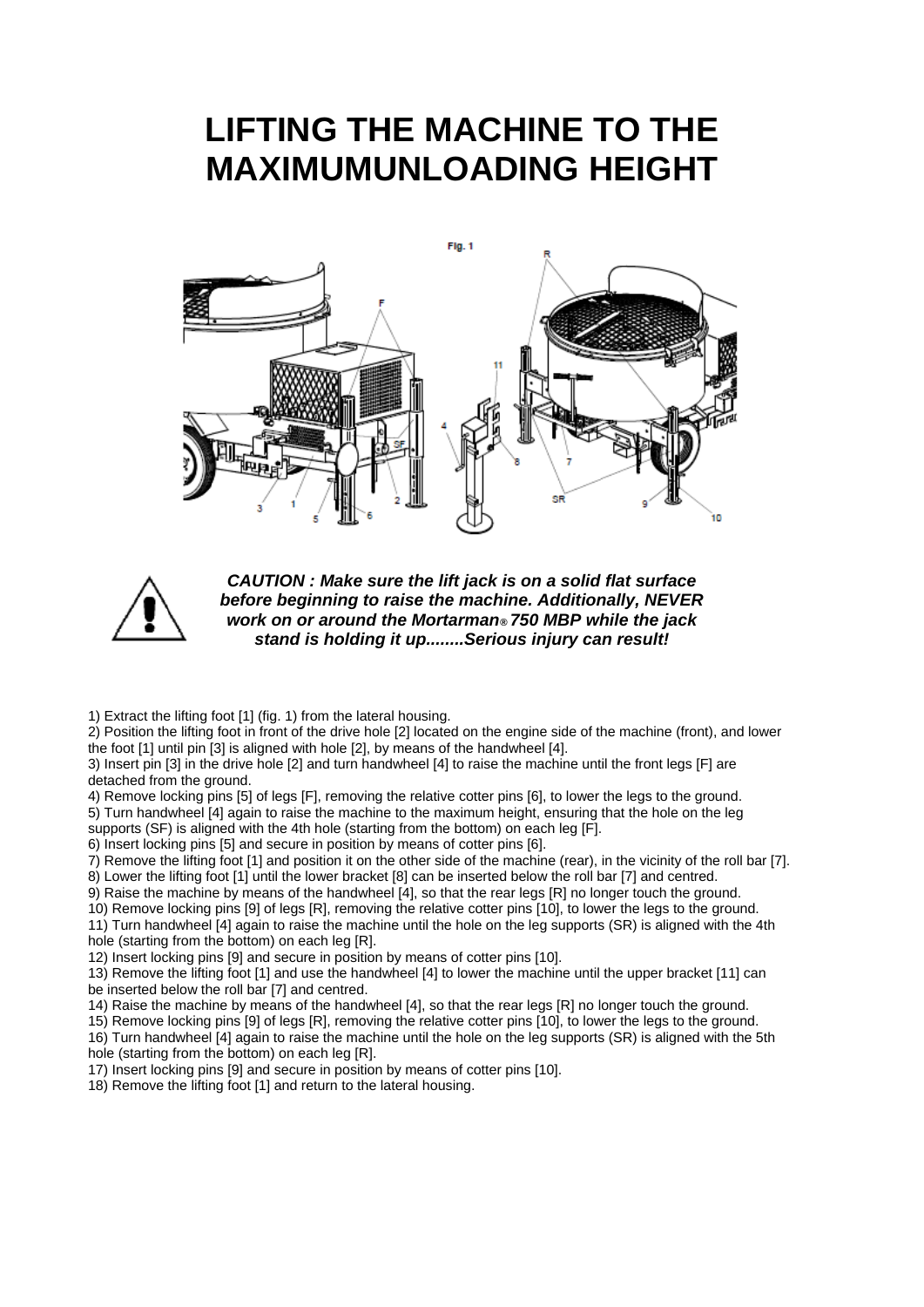# LIFTING THE MACHINE TO THE MAXIMUMUNLOADING HEIGHT

***CAUTION : Make sure the lift jack is on a solid flat surface before beginning to raise the machine. Additionally, NEVER work on or around the Mortarman® 750 MBP while the jack stand is holding it up........Serious injury can result!***

1) Extract the lifting foot [1] (fig. 1) from the lateral housing.
2) Position the lifting foot in front of the drive hole [2] located on the engine side of the machine (front), and lower the foot [1] until pin [3] is aligned with hole [2], by means of the handwheel [4].
3) Insert pin [3] in the drive hole [2] and turn handwheel [4] to raise the machine until the front legs [F] are detached from the ground.
4) Remove locking pins [5] of legs [F], removing the relative cotter pins [6], to lower the legs to the ground.
5) Turn handwheel [4] again to raise the machine to the maximum height, ensuring that the hole on the leg supports (SF) is aligned with the 4th hole (starting from the bottom) on each leg [F].
6) Insert locking pins [5] and secure in position by means of cotter pins [6].
7) Remove the lifting foot [1] and position it on the other side of the machine (rear), in the vicinity of the roll bar [7].
8) Lower the lifting foot [1] until the lower bracket [8] can be inserted below the roll bar [7] and centred.
9) Raise the machine by means of the handwheel [4], so that the rear legs [R] no longer touch the ground.
10) Remove locking pins [9] of legs [R], removing the relative cotter pins [10], to lower the legs to the ground.
11) Turn handwheel [4] again to raise the machine until the hole on the leg supports (SR) is aligned with the 4th hole (starting from the bottom) on each leg [R].
12) Insert locking pins [9] and secure in position by means of cotter pins [10].
13) Remove the lifting foot [1] and use the handwheel [4] to lower the machine until the upper bracket [11] can be inserted below the roll bar [7] and centred.
14) Raise the machine by means of the handwheel [4], so that the rear legs [R] no longer touch the ground.
15) Remove locking pins [9] of legs [R], removing the relative cotter pins [10], to lower the legs to the ground.
16) Turn handwheel [4] again to raise the machine until the hole on the leg supports (SR) is aligned with the 5th hole (starting from the bottom) on each leg [R].
17) Insert locking pins [9] and secure in position by means of cotter pins [10].
18) Remove the lifting foot [1] and return to the lateral housing.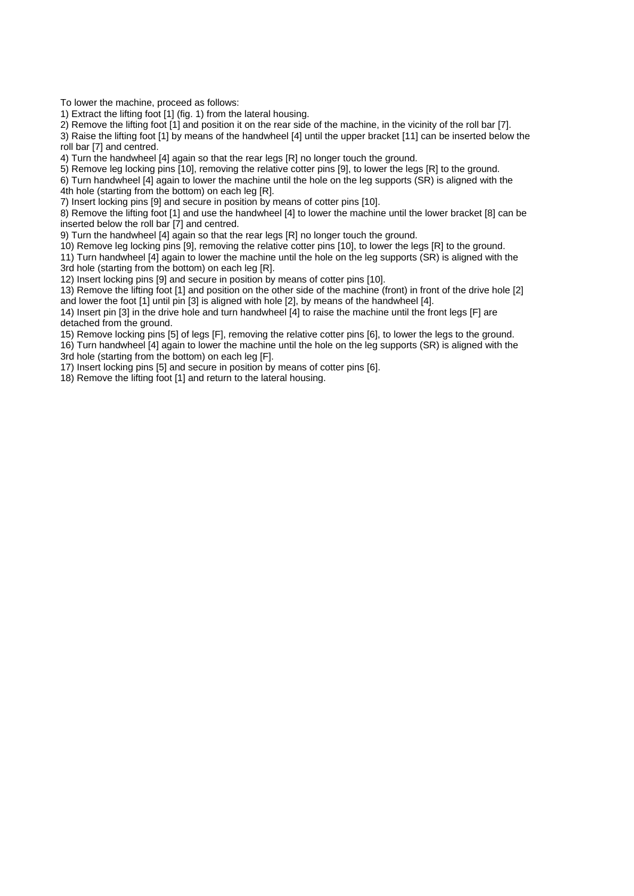To lower the machine, proceed as follows:

1) Extract the lifting foot [1] (fig. 1) from the lateral housing.
2) Remove the lifting foot [1] and position it on the rear side of the machine, in the vicinity of the roll bar [7].
3) Raise the lifting foot [1] by means of the handwheel [4] until the upper bracket [11] can be inserted below the roll bar [7] and centred.
4) Turn the handwheel [4] again so that the rear legs [R] no longer touch the ground.
5) Remove leg locking pins [10], removing the relative cotter pins [9], to lower the legs [R] to the ground.
6) Turn handwheel [4] again to lower the machine until the hole on the leg supports (SR) is aligned with the 4th hole (starting from the bottom) on each leg [R].
7) Insert locking pins [9] and secure in position by means of cotter pins [10].
8) Remove the lifting foot [1] and use the handwheel [4] to lower the machine until the lower bracket [8] can be inserted below the roll bar [7] and centred.
9) Turn the handwheel [4] again so that the rear legs [R] no longer touch the ground.
10) Remove leg locking pins [9], removing the relative cotter pins [10], to lower the legs [R] to the ground.
11) Turn handwheel [4] again to lower the machine until the hole on the leg supports (SR) is aligned with the 3rd hole (starting from the bottom) on each leg [R].
12) Insert locking pins [9] and secure in position by means of cotter pins [10].
13) Remove the lifting foot [1] and position on the other side of the machine (front) in front of the drive hole [2] and lower the foot [1] until pin [3] is aligned with hole [2], by means of the handwheel [4].
14) Insert pin [3] in the drive hole and turn handwheel [4] to raise the machine until the front legs [F] are detached from the ground.
15) Remove locking pins [5] of legs [F], removing the relative cotter pins [6], to lower the legs to the ground.
16) Turn handwheel [4] again to lower the machine until the hole on the leg supports (SR) is aligned with the 3rd hole (starting from the bottom) on each leg [F].
17) Insert locking pins [5] and secure in position by means of cotter pins [6].
18) Remove the lifting foot [1] and return to the lateral housing.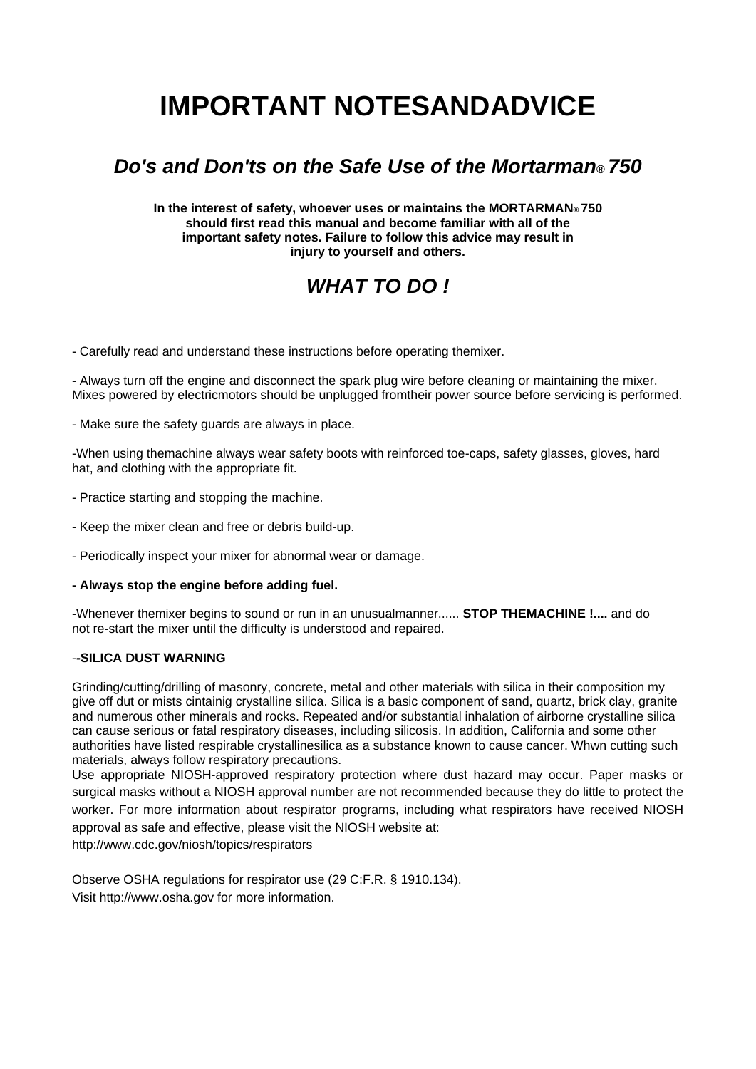# IMPORTANT NOTESANDADVICE

## *Do's and Don'ts on the Safe Use of the Mortarman® 750*

**In the interest of safety, whoever uses or maintains the MORTARMAN® 750 should first read this manual and become familiar with all of the important safety notes. Failure to follow this advice may result in injury to yourself and others.**

## *WHAT TO DO !*

- Carefully read and understand these instructions before operating themixer.

- Always turn off the engine and disconnect the spark plug wire before cleaning or maintaining the mixer. Mixes powered by electricmotors should be unplugged fromtheir power source before servicing is performed.

- Make sure the safety guards are always in place.

-When using themachine always wear safety boots with reinforced toe-caps, safety glasses, gloves, hard hat, and clothing with the appropriate fit.

- Practice starting and stopping the machine.

- Keep the mixer clean and free or debris build-up.

- Periodically inspect your mixer for abnormal wear or damage.

**- Always stop the engine before adding fuel.**

-Whenever themixer begins to sound or run in an unusualmanner...... **STOP THEMACHINE !....** and do not re-start the mixer until the difficulty is understood and repaired.

-**-SILICA DUST WARNING**

Grinding/cutting/drilling of masonry, concrete, metal and other materials with silica in their composition my give off dut or mists cintainig crystalline silica. Silica is a basic component of sand, quartz, brick clay, granite and numerous other minerals and rocks. Repeated and/or substantial inhalation of airborne crystalline silica can cause serious or fatal respiratory diseases, including silicosis. In addition, California and some other authorities have listed respirable crystallinesilica as a substance known to cause cancer. Whwn cutting such materials, always follow respiratory precautions.
Use appropriate NIOSH-approved respiratory protection where dust hazard may occur. Paper masks or surgical masks without a NIOSH approval number are not recommended because they do little to protect the worker. For more information about respirator programs, including what respirators have received NIOSH approval as safe and effective, please visit the NIOSH website at:
http://www.cdc.gov/niosh/topics/respirators

Observe OSHA regulations for respirator use (29 C:F.R. § 1910.134).
Visit http://www.osha.gov for more information.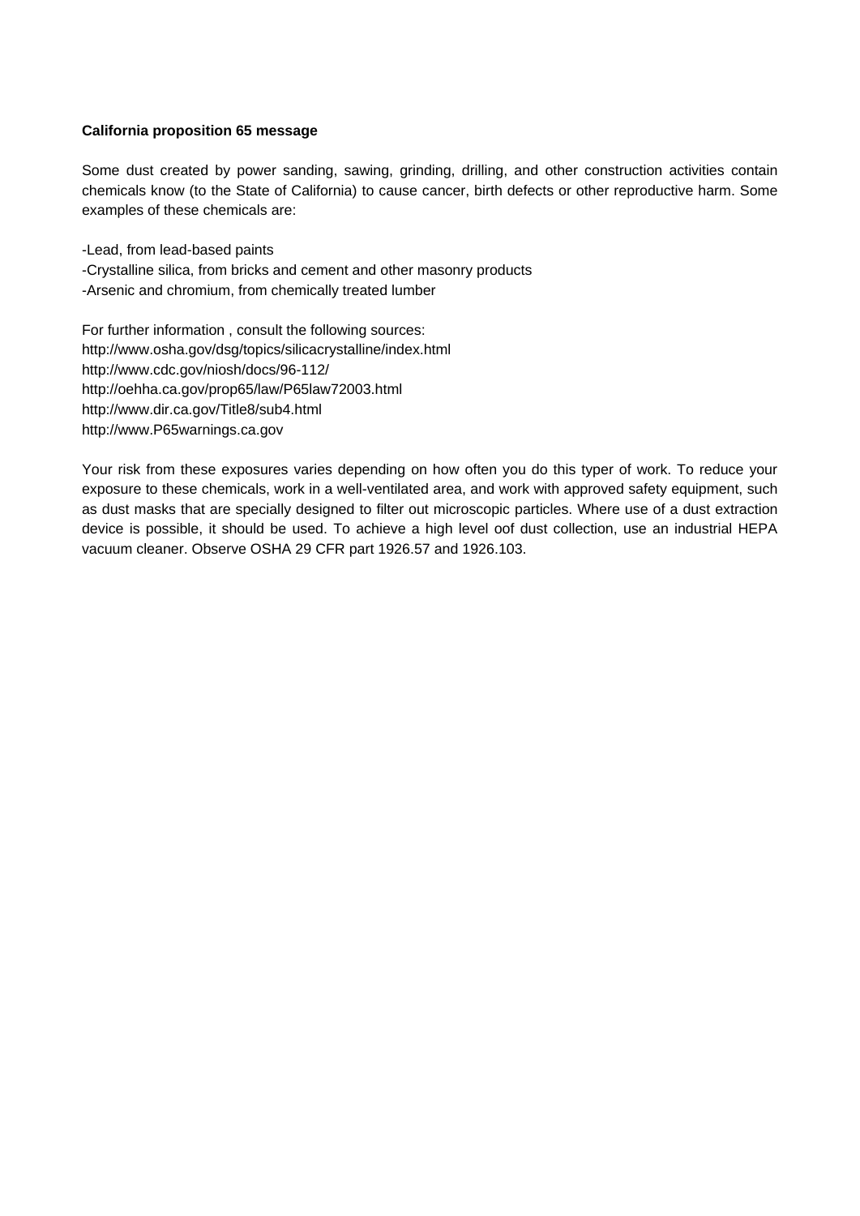**California proposition 65 message**

Some dust created by power sanding, sawing, grinding, drilling, and other construction activities contain chemicals know (to the State of California) to cause cancer, birth defects or other reproductive harm. Some examples of these chemicals are:

-Lead, from lead-based paints
-Crystalline silica, from bricks and cement and other masonry products
-Arsenic and chromium, from chemically treated lumber

For further information , consult the following sources:
http://www.osha.gov/dsg/topics/silicacrystalline/index.html
http://www.cdc.gov/niosh/docs/96-112/
http://oehha.ca.gov/prop65/law/P65law72003.html
http://www.dir.ca.gov/Title8/sub4.html
http://www.P65warnings.ca.gov

Your risk from these exposures varies depending on how often you do this typer of work. To reduce your exposure to these chemicals, work in a well-ventilated area, and work with approved safety equipment, such as dust masks that are specially designed to filter out microscopic particles. Where use of a dust extraction device is possible, it should be used. To achieve a high level oof dust collection, use an industrial HEPA vacuum cleaner. Observe OSHA 29 CFR part 1926.57 and 1926.103.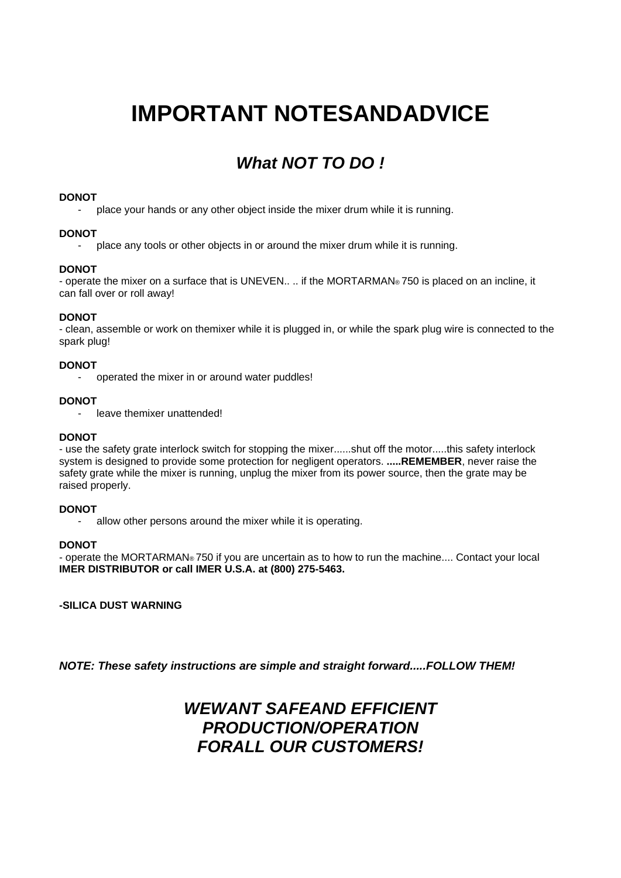# IMPORTANT NOTESANDADVICE

## *What NOT TO DO !*

**DONOT**

- place your hands or any other object inside the mixer drum while it is running.

**DONOT**

- place any tools or other objects in or around the mixer drum while it is running.

**DONOT**

- operate the mixer on a surface that is UNEVEN.. .. if the MORTARMAN® 750 is placed on an incline, it can fall over or roll away!

**DONOT**

- clean, assemble or work on themixer while it is plugged in, or while the spark plug wire is connected to the spark plug!

**DONOT**

- operated the mixer in or around water puddles!

**DONOT**

- leave themixer unattended!

**DONOT**

- use the safety grate interlock switch for stopping the mixer......shut off the motor.....this safety interlock system is designed to provide some protection for negligent operators. **.....REMEMBER**, never raise the safety grate while the mixer is running, unplug the mixer from its power source, then the grate may be raised properly.

**DONOT**

- allow other persons around the mixer while it is operating.

**DONOT**

- operate the MORTARMAN® 750 if you are uncertain as to how to run the machine.... Contact your local **IMER DISTRIBUTOR or call IMER U.S.A. at (800) 275-5463.**

**-SILICA DUST WARNING**

***NOTE: These safety instructions are simple and straight forward.....FOLLOW THEM!***

## *WEWANT SAFEAND EFFICIENT PRODUCTION/OPERATION FORALL OUR CUSTOMERS!*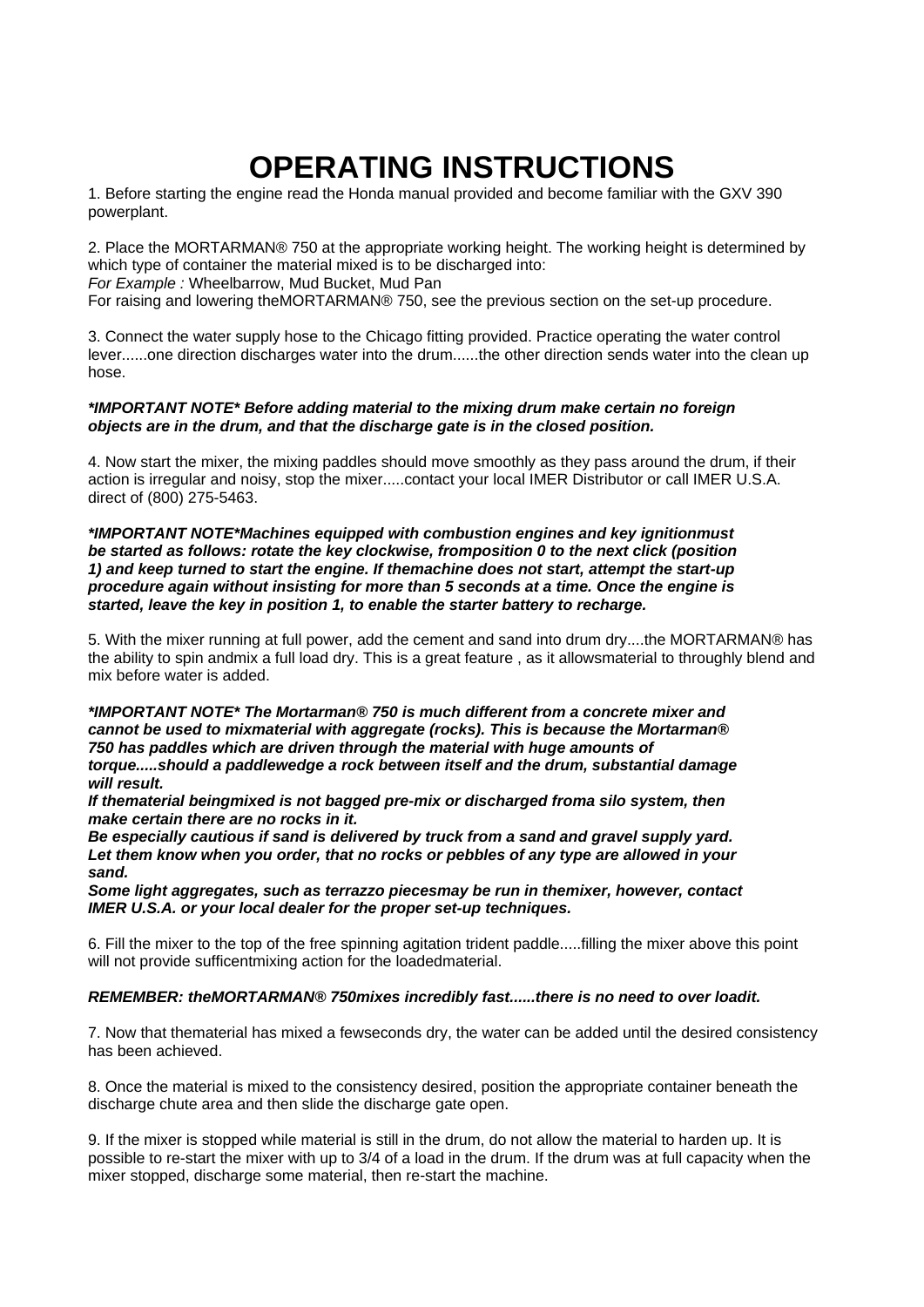# OPERATING INSTRUCTIONS

1. Before starting the engine read the Honda manual provided and become familiar with the GXV 390 powerplant.

2. Place the MORTARMAN® 750 at the appropriate working height. The working height is determined by which type of container the material mixed is to be discharged into:
*For Example :* Wheelbarrow, Mud Bucket, Mud Pan
For raising and lowering theMORTARMAN® 750, see the previous section on the set-up procedure.

3. Connect the water supply hose to the Chicago fitting provided. Practice operating the water control lever......one direction discharges water into the drum......the other direction sends water into the clean up hose.

***IMPORTANT NOTE* Before adding material to the mixing drum make certain no foreign objects are in the drum, and that the discharge gate is in the closed position.***

4. Now start the mixer, the mixing paddles should move smoothly as they pass around the drum, if their action is irregular and noisy, stop the mixer.....contact your local IMER Distributor or call IMER U.S.A. direct of (800) 275-5463.

***IMPORTANT NOTE*Machines equipped with combustion engines and key ignitionmust be started as follows: rotate the key clockwise, fromposition 0 to the next click (position 1) and keep turned to start the engine. If themachine does not start, attempt the start-up procedure again without insisting for more than 5 seconds at a time. Once the engine is started, leave the key in position 1, to enable the starter battery to recharge.***

5. With the mixer running at full power, add the cement and sand into drum dry....the MORTARMAN® has the ability to spin andmix a full load dry. This is a great feature , as it allowsmaterial to throughly blend and mix before water is added.

***IMPORTANT NOTE* The Mortarman® 750 is much different from a concrete mixer and cannot be used to mixmaterial with aggregate (rocks). This is because the Mortarman® 750 has paddles which are driven through the material with huge amounts of torque.....should a paddlewedge a rock between itself and the drum, substantial damage will result.***
***If thematerial beingmixed is not bagged pre-mix or discharged froma silo system, then make certain there are no rocks in it.***
***Be especially cautious if sand is delivered by truck from a sand and gravel supply yard. Let them know when you order, that no rocks or pebbles of any type are allowed in your sand.***
***Some light aggregates, such as terrazzo piecesmay be run in themixer, however, contact IMER U.S.A. or your local dealer for the proper set-up techniques.***

6. Fill the mixer to the top of the free spinning agitation trident paddle.....filling the mixer above this point will not provide sufficentmixing action for the loadedmaterial.

***REMEMBER: theMORTARMAN® 750mixes incredibly fast......there is no need to over loadit.***

7. Now that thematerial has mixed a fewseconds dry, the water can be added until the desired consistency has been achieved.

8. Once the material is mixed to the consistency desired, position the appropriate container beneath the discharge chute area and then slide the discharge gate open.

9. If the mixer is stopped while material is still in the drum, do not allow the material to harden up. It is possible to re-start the mixer with up to 3/4 of a load in the drum. If the drum was at full capacity when the mixer stopped, discharge some material, then re-start the machine.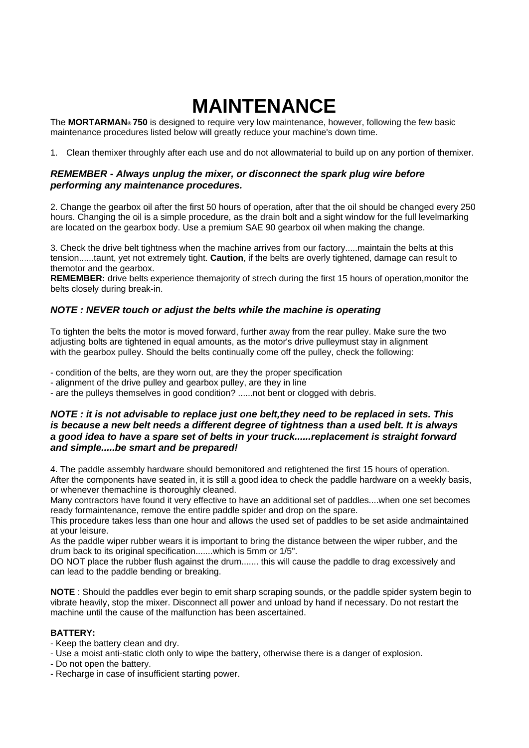# MAINTENANCE

The **MORTARMAN® 750** is designed to require very low maintenance, however, following the few basic maintenance procedures listed below will greatly reduce your machine's down time.

1. Clean themixer throughly after each use and do not allowmaterial to build up on any portion of themixer.

***REMEMBER - Always unplug the mixer, or disconnect the spark plug wire before performing any maintenance procedures.***

2. Change the gearbox oil after the first 50 hours of operation, after that the oil should be changed every 250 hours. Changing the oil is a simple procedure, as the drain bolt and a sight window for the full levelmarking are located on the gearbox body. Use a premium SAE 90 gearbox oil when making the change.

3. Check the drive belt tightness when the machine arrives from our factory.....maintain the belts at this tension......taunt, yet not extremely tight. **Caution**, if the belts are overly tightened, damage can result to themotor and the gearbox.
**REMEMBER:** drive belts experience themajority of strech during the first 15 hours of operation,monitor the belts closely during break-in.

***NOTE : NEVER touch or adjust the belts while the machine is operating***

To tighten the belts the motor is moved forward, further away from the rear pulley. Make sure the two adjusting bolts are tightened in equal amounts, as the motor's drive pulleymust stay in alignment with the gearbox pulley. Should the belts continually come off the pulley, check the following:

- condition of the belts, are they worn out, are they the proper specification
- alignment of the drive pulley and gearbox pulley, are they in line
- are the pulleys themselves in good condition? ......not bent or clogged with debris.

***NOTE : it is not advisable to replace just one belt,they need to be replaced in sets. This is because a new belt needs a different degree of tightness than a used belt. It is always a good idea to have a spare set of belts in your truck......replacement is straight forward and simple.....be smart and be prepared!***

4. The paddle assembly hardware should bemonitored and retightened the first 15 hours of operation. After the components have seated in, it is still a good idea to check the paddle hardware on a weekly basis, or whenever themachine is thoroughly cleaned.
Many contractors have found it very effective to have an additional set of paddles....when one set becomes ready formaintenance, remove the entire paddle spider and drop on the spare.
This procedure takes less than one hour and allows the used set of paddles to be set aside andmaintained at your leisure.
As the paddle wiper rubber wears it is important to bring the distance between the wiper rubber, and the drum back to its original specification.......which is 5mm or 1/5".
DO NOT place the rubber flush against the drum....... this will cause the paddle to drag excessively and can lead to the paddle bending or breaking.

**NOTE** : Should the paddles ever begin to emit sharp scraping sounds, or the paddle spider system begin to vibrate heavily, stop the mixer. Disconnect all power and unload by hand if necessary. Do not restart the machine until the cause of the malfunction has been ascertained.

**BATTERY:**
- Keep the battery clean and dry.
- Use a moist anti-static cloth only to wipe the battery, otherwise there is a danger of explosion.
- Do not open the battery.
- Recharge in case of insufficient starting power.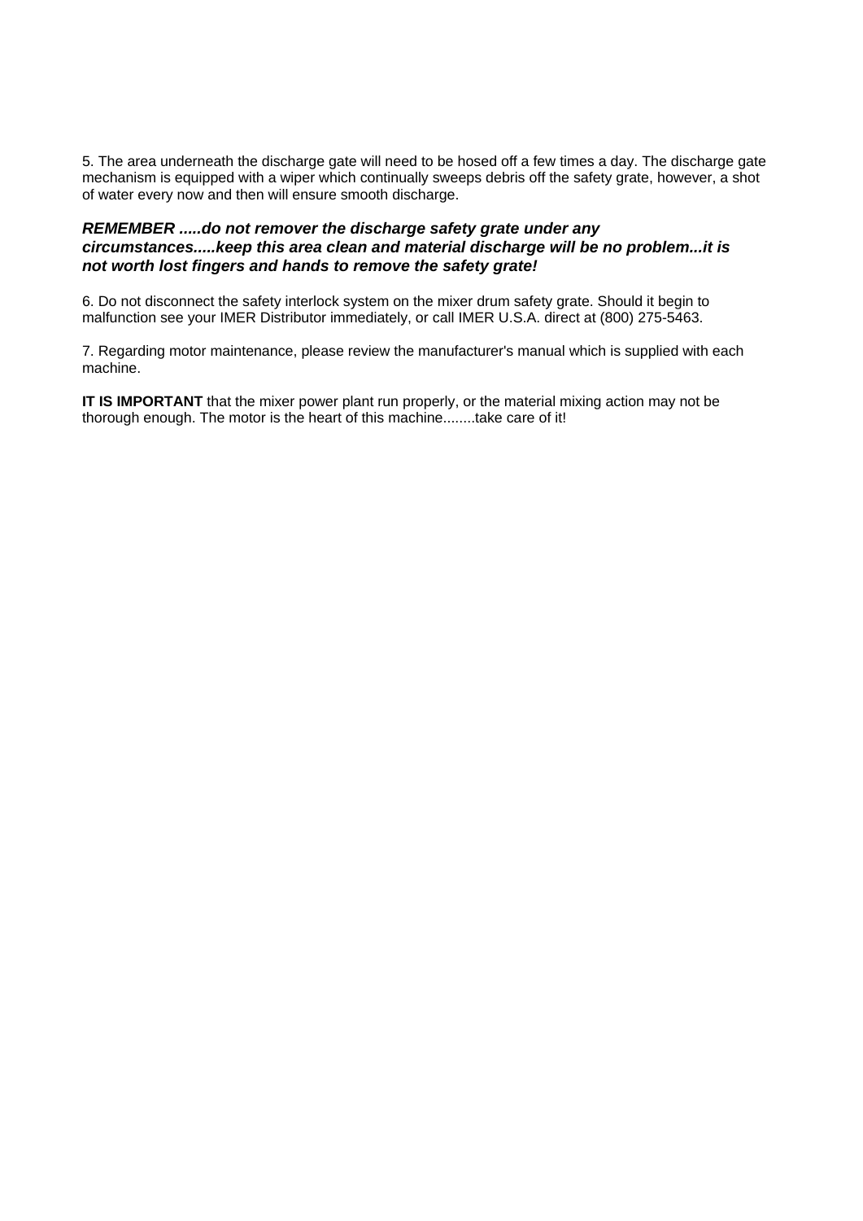5. The area underneath the discharge gate will need to be hosed off a few times a day. The discharge gate mechanism is equipped with a wiper which continually sweeps debris off the safety grate, however, a shot of water every now and then will ensure smooth discharge.

***REMEMBER .....do not remover the discharge safety grate under any circumstances.....keep this area clean and material discharge will be no problem...it is not worth lost fingers and hands to remove the safety grate!***

6. Do not disconnect the safety interlock system on the mixer drum safety grate. Should it begin to malfunction see your IMER Distributor immediately, or call IMER U.S.A. direct at (800) 275-5463.

7. Regarding motor maintenance, please review the manufacturer's manual which is supplied with each machine.

**IT IS IMPORTANT** that the mixer power plant run properly, or the material mixing action may not be thorough enough. The motor is the heart of this machine........take care of it!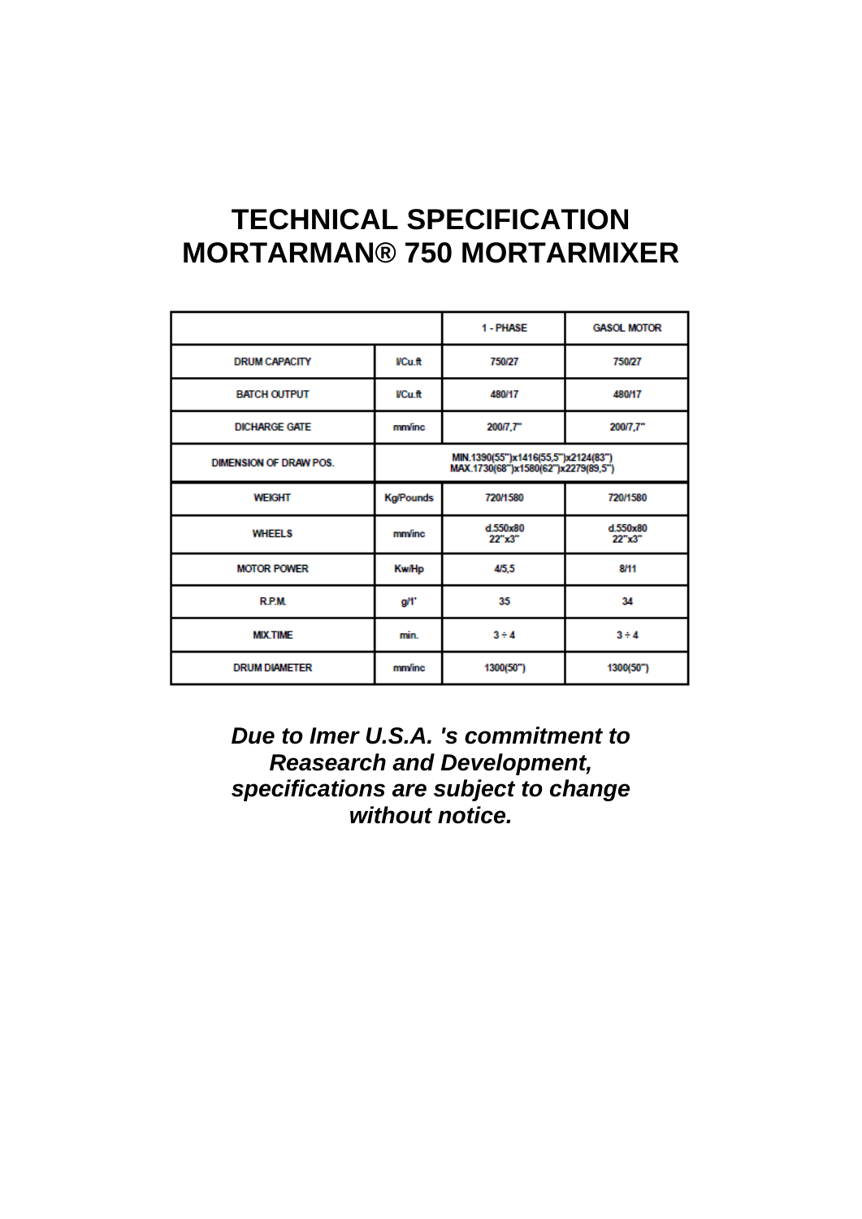# TECHNICAL SPECIFICATION
# MORTARMAN® 750 MORTARMIXER

| | | 1 - PHASE | GASOL MOTOR |
|---|---|---|---|
| DRUM CAPACITY | l/Cu.ft | 750/27 | 750/27 |
| BATCH OUTPUT | l/Cu.ft | 480/17 | 480/17 |
| DICHARGE GATE | mm/inc | 200/7,7" | 200/7,7" |
| DIMENSION OF DRAW POS. | MIN.1390(55")x1416(55,5")x2124(83") MAX.1730(68")x1580(62")x2279(89,5") | | |
| WEIGHT | Kg/Pounds | 720/1580 | 720/1580 |
| WHEELS | mm/inc | d.550x80 22"x3" | d.550x80 22"x3" |
| MOTOR POWER | Kw/Hp | 4/5,5 | 8/11 |
| R.P.M. | g/1' | 35 | 34 |
| MIX TIME | min. | 3 ÷ 4 | 3 ÷ 4 |
| DRUM DIAMETER | mm/inc | 1300(50") | 1300(50") |

***Due to Imer U.S.A. 's commitment to Reasearch and Development, specifications are subject to change without notice.***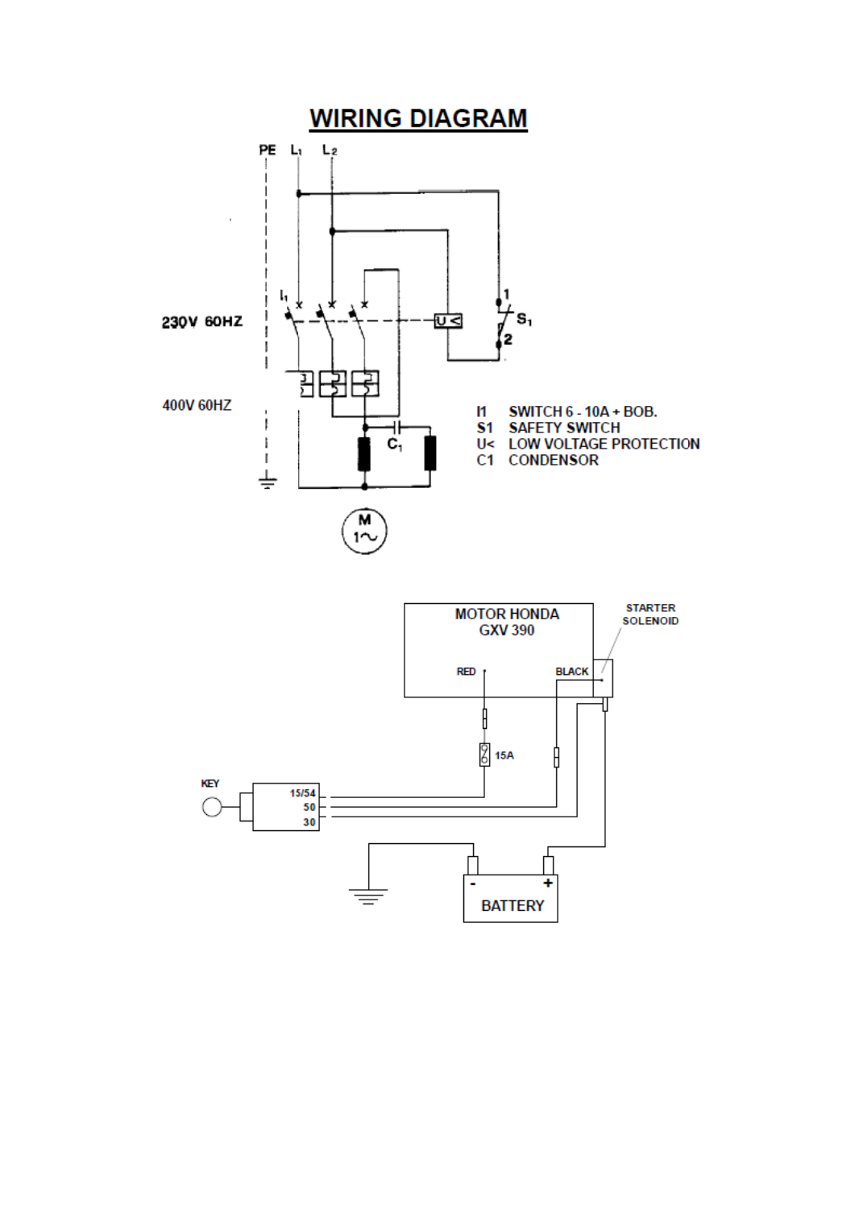# WIRING DIAGRAM

PE L1 L2

230V 60HZ

400V 60HZ

I1 SWITCH 6 - 10A + BOB.
S1 SAFETY SWITCH
U< LOW VOLTAGE PROTECTION
C1 CONDENSOR

M 1~

MOTOR HONDA GXV 390

STARTER SOLENOID

RED

BLACK

15A

KEY

15/54
50
30

BATTERY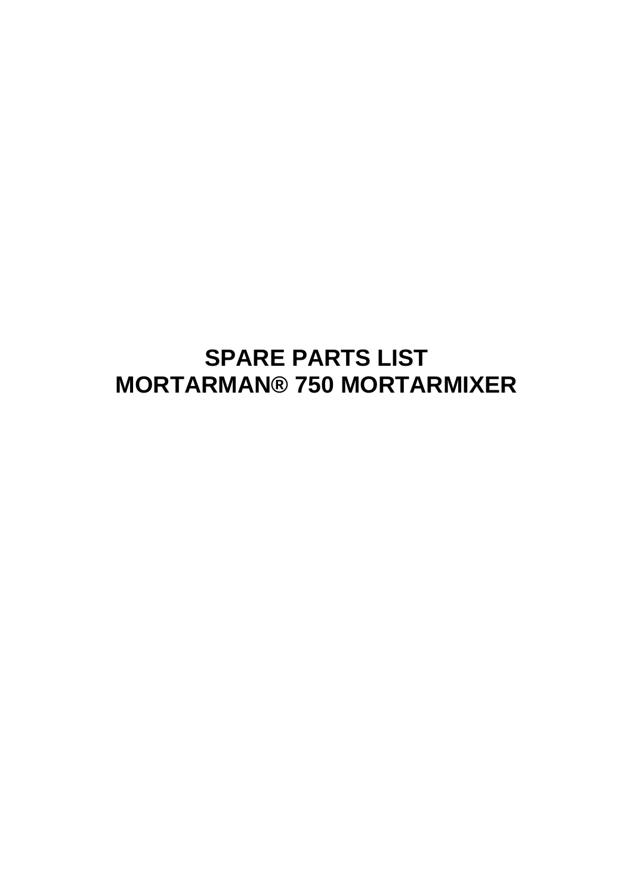# SPARE PARTS LIST
# MORTARMAN® 750 MORTARMIXER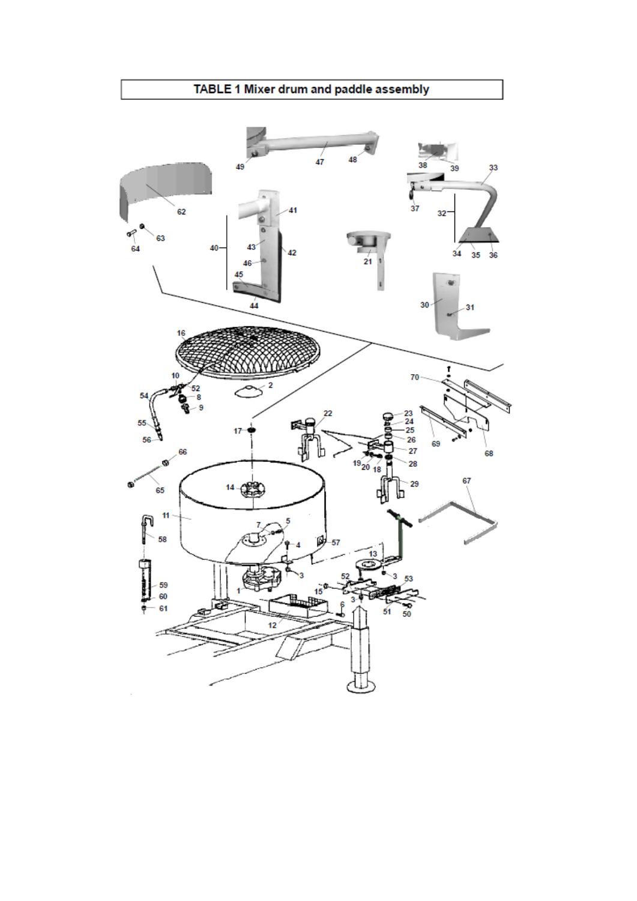# TABLE 1 Mixer drum and paddle assembly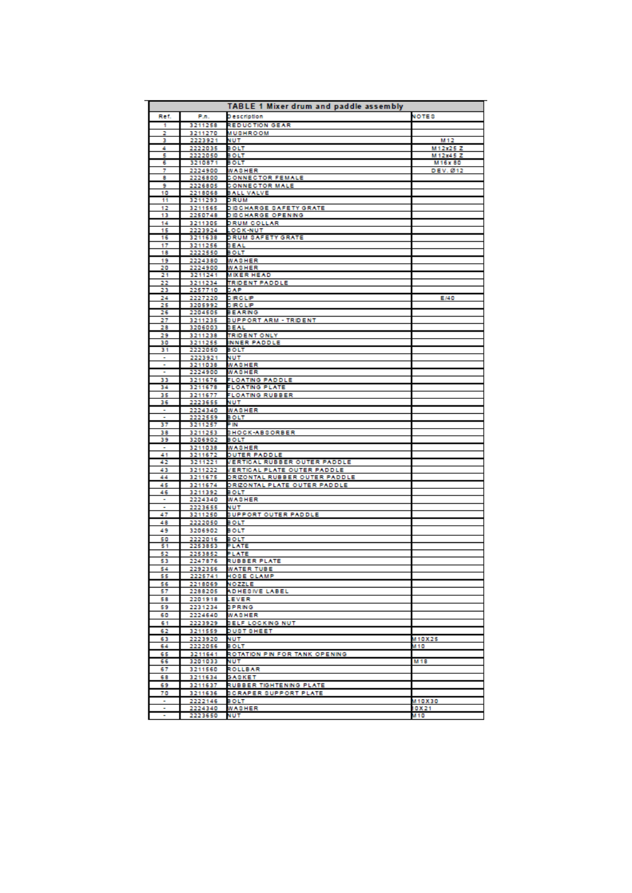| TABLE 1 Mixer drum and paddle assembly | | | |
|---|---|---|---|
| Ref. | P.n. | Description | NOTES |
| 1 | 3211258 | REDUCTION GEAR | |
| 2 | 3211270 | MUSHROOM | |
| 3 | 2223921 | NUT | M12 |
| 4 | 2222035 | BOLT | M12x25 Z |
| 5 | 2222050 | BOLT | M12x45 Z |
| 6 | 3210871 | BOLT | M16x80 |
| 7 | 2224900 | WASHER | DEV. Ø12 |
| 8 | 2226800 | CONNECTOR FEMALE | |
| 9 | 2226805 | CONNECTOR MALE | |
| 10 | 2218068 | BALL VALVE | |
| 11 | 3211293 | DRUM | |
| 12 | 3211565 | DISCHARGE SAFETY GRATE | |
| 13 | 2250748 | DISCHARGE OPENING | |
| 14 | 3211305 | DRUM COLLAR | |
| 15 | 2223924 | LOCK-NUT | |
| 16 | 3211638 | DRUM SAFETY GRATE | |
| 17 | 3211256 | SEAL | |
| 18 | 2222550 | BOLT | |
| 19 | 2224380 | WASHER | |
| 20 | 2224900 | WASHER | |
| 21 | 3211241 | MIXER HEAD | |
| 22 | 3211234 | TRIDENT PADDLE | |
| 23 | 2257710 | CAP | |
| 24 | 2227220 | CIRCLIP | E/40 |
| 25 | 3205992 | CIRCLIP | |
| 26 | 2204505 | BEARING | |
| 27 | 3211235 | SUPPORT ARM - TRIDENT | |
| 28 | 3206003 | SEAL | |
| 29 | 3211238 | TRIDENT ONLY | |
| 30 | 3211255 | INNER PADDLE | |
| 31 | 2222050 | BOLT | |
| - | 2223921 | NUT | |
| - | 3211038 | WASHER | |
| - | 2224900 | WASHER | |
| 33 | 3211676 | FLOATING PADDLE | |
| 34 | 3211678 | FLOATING PLATE | |
| 35 | 3211677 | FLOATING RUBBER | |
| 36 | 2223655 | NUT | |
| - | 2224340 | WASHER | |
| - | 2222559 | BOLT | |
| 37 | 3211257 | PIN | |
| 38 | 3211253 | SHOCK-ABSORBER | |
| 39 | 3206902 | BOLT | |
| - | 3211038 | WASHER | |
| 41 | 3211672 | OUTER PADDLE | |
| 42 | 3211221 | VERTICAL RUBBER OUTER PADDLE | |
| 43 | 3211222 | VERTICAL PLATE OUTER PADDLE | |
| 44 | 3211675 | ORIZONTAL RUBBER OUTER PADDLE | |
| 45 | 3211674 | ORIZONTAL PLATE OUTER PADDLE | |
| 46 | 3211392 | BOLT | |
| - | 2224340 | WASHER | |
| - | 2223655 | NUT | |
| 47 | 3211250 | SUPPORT OUTER PADDLE | |
| 48 | 2222050 | BOLT | |
| 49 | 3206902 | BOLT | |
| 50 | 2222016 | BOLT | |
| 51 | 2253853 | PLATE | |
| 52 | 2253852 | PLATE | |
| 53 | 2247876 | RUBBER PLATE | |
| 54 | 2292356 | WATER TUBE | |
| 55 | 2225741 | HOSE CLAMP | |
| 56 | 2218069 | NOZZLE | |
| 57 | 2288205 | ADHESIVE LABEL | |
| 58 | 2201918 | LEVER | |
| 59 | 2231234 | SPRING | |
| 60 | 2224640 | WASHER | |
| 61 | 2223929 | SELF LOCKING NUT | |
| 62 | 3211559 | DUST SHEET | |
| 63 | 2223920 | NUT | M10X25 |
| 64 | 2222056 | BOLT | M10 |
| 65 | 3211641 | ROTATION PIN FOR TANK OPENING | |
| 66 | 3201033 | NUT | M18 |
| 67 | 3211560 | ROLLBAR | |
| 68 | 3211634 | GASKET | |
| 69 | 3211637 | RUBBER TIGHTENING PLATE | |
| 70 | 3211636 | SCRAPER SUPPORT PLATE | |
| - | 2222146 | BOLT | M10X30 |
| - | 2224340 | WASHER | 10X21 |
| - | 2223650 | NUT | M10 |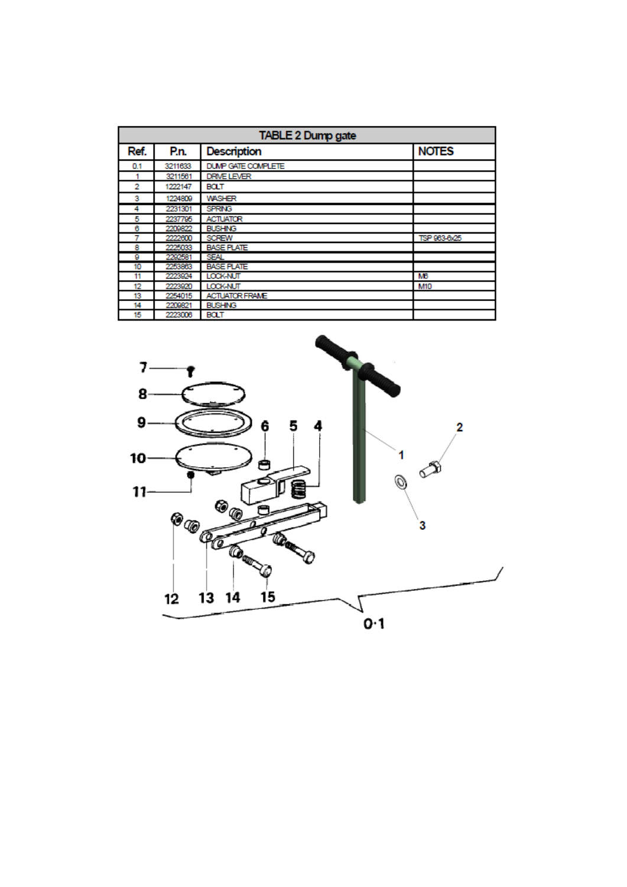| TABLE 2 Dump gate | | | |
|---|---|---|---|
| Ref. | P.n. | Description | NOTES |
| 0.1 | 3211633 | DUMP GATE COMPLETE | |
| 1 | 3211561 | DRIVE LEVER | |
| 2 | 1222147 | BOLT | |
| 3 | 1224809 | WASHER | |
| 4 | 2231301 | SPRING | |
| 5 | 2237795 | ACTUATOR | |
| 6 | 2209822 | BUSHING | |
| 7 | 2222600 | SCREW | TSP 963-6x25 |
| 8 | 2225033 | BASE PLATE | |
| 9 | 2292581 | SEAL | |
| 10 | 2253863 | BASE PLATE | |
| 11 | 2223924 | LOCK-NUT | M6 |
| 12 | 2223920 | LOCK-NUT | M10 |
| 13 | 2254015 | ACTUATOR FRAME | |
| 14 | 2209821 | BUSHING | |
| 15 | 2223006 | BOLT | |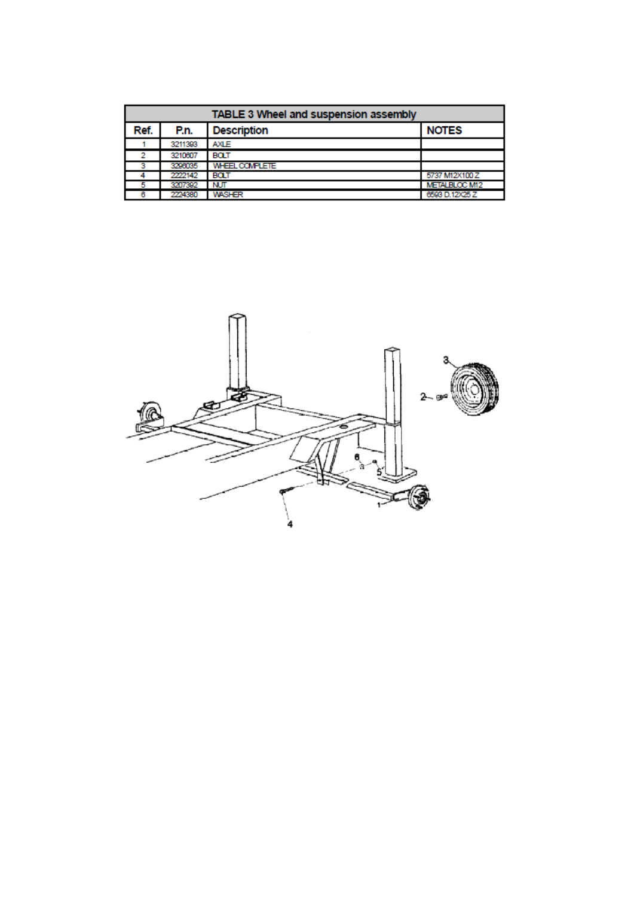| TABLE 3 Wheel and suspension assembly | | | |
|---|---|---|---|
| Ref. | P.n. | Description | NOTES |
| 1 | 3211393 | AXLE | |
| 2 | 3210607 | BOLT | |
| 3 | 3296035 | WHEEL COMPLETE | |
| 4 | 2222142 | BOLT | 5737 M12X100 Z |
| 5 | 3207392 | NUT | METALBLOC M12 |
| 6 | 2224380 | WASHER | 6593 D.12X25 Z |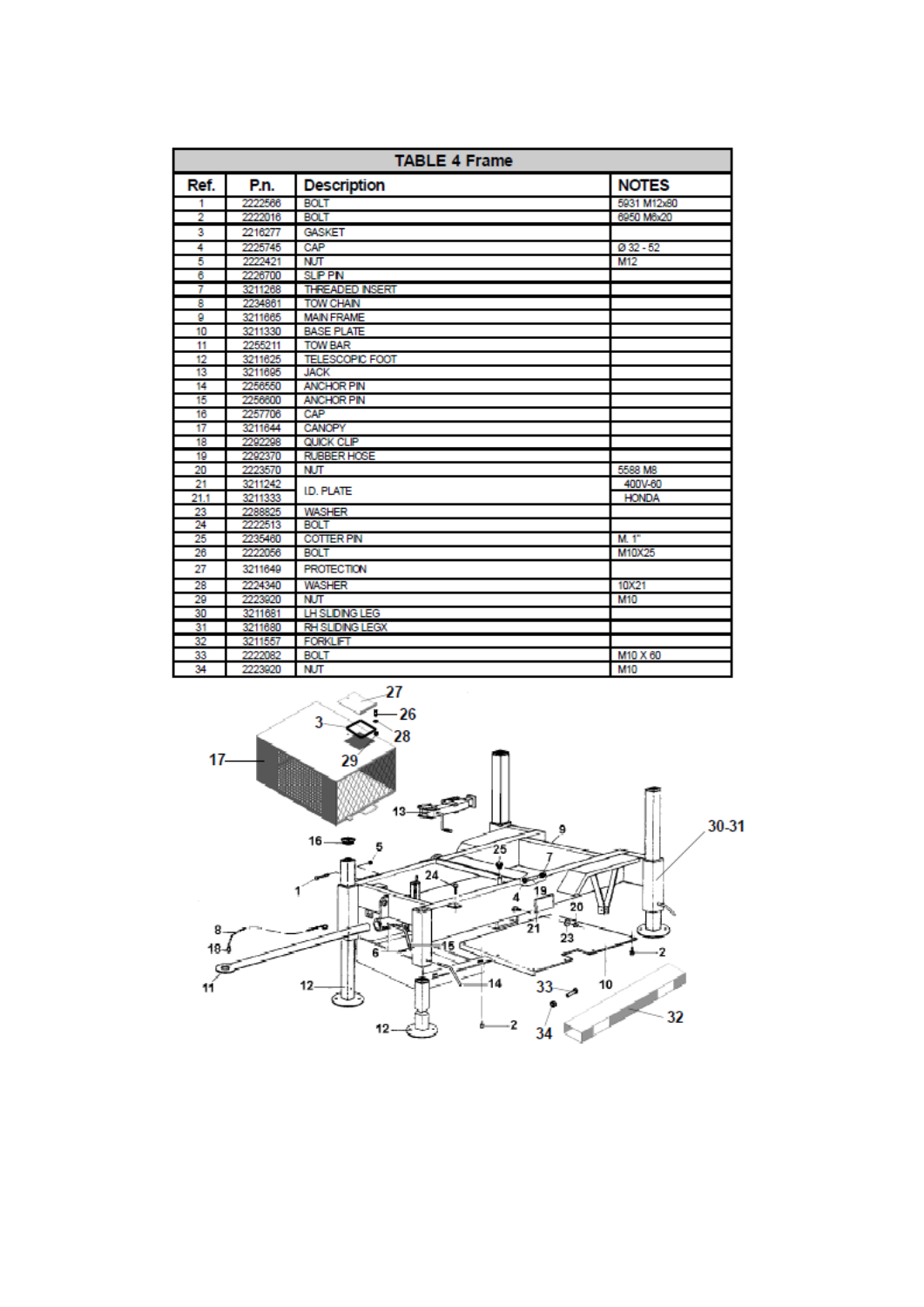| TABLE 4 Frame | | | |
|---|---|---|---|
| **Ref.** | **P.n.** | **Description** | **NOTES** |
| 1 | 2222566 | BOLT | 5931 M12x80 |
| 2 | 2222016 | BOLT | 6950 M6x20 |
| 3 | 2216277 | GASKET | |
| 4 | 2225745 | CAP | Ø 32 - 52 |
| 5 | 2222421 | NUT | M12 |
| 6 | 2226700 | SLIP PIN | |
| 7 | 3211268 | THREADED INSERT | |
| 8 | 2234861 | TOW CHAIN | |
| 9 | 3211665 | MAIN FRAME | |
| 10 | 3211330 | BASE PLATE | |
| 11 | 2255211 | TOW BAR | |
| 12 | 3211625 | TELESCOPIC FOOT | |
| 13 | 3211695 | JACK | |
| 14 | 2256550 | ANCHOR PIN | |
| 15 | 2256600 | ANCHOR PIN | |
| 16 | 2257706 | CAP | |
| 17 | 3211644 | CANOPY | |
| 18 | 2292298 | QUICK CLIP | |
| 19 | 2292370 | RUBBER HOSE | |
| 20 | 2223570 | NUT | 5588 M8 |
| 21 | 3211242 | I.D. PLATE | 400V-60 |
| 21.1 | 3211333 | | HONDA |
| 23 | 2288825 | WASHER | |
| 24 | 2222513 | BOLT | |
| 25 | 2235460 | COTTER PIN | M. 1" |
| 26 | 2222056 | BOLT | M10X25 |
| 27 | 3211649 | PROTECTION | |
| 28 | 2224340 | WASHER | 10X21 |
| 29 | 2223920 | NUT | M10 |
| 30 | 3211681 | LH SLIDING LEG | |
| 31 | 3211680 | RH SLIDING LEGX | |
| 32 | 3211557 | FORKLIFT | |
| 33 | 2222082 | BOLT | M10 X 60 |
| 34 | 2223920 | NUT | M10 |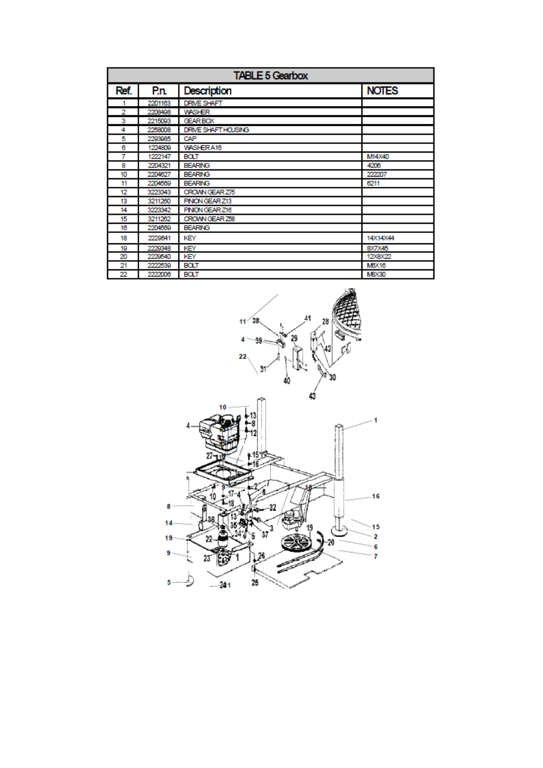| TABLE 5 Gearbox | | | |
|---|---|---|---|
| Ref. | P.n. | Description | NOTES |
| 1 | 2201163 | DRIVE SHAFT | |
| 2 | 2208498 | WASHER | |
| 3 | 2215093 | GEAR BOX | |
| 4 | 2258008 | DRIVE SHAFT HOUSING | |
| 5 | 2293985 | CAP | |
| 6 | 1224809 | WASHER A16 | |
| 7 | 1222147 | BOLT | M14X40 |
| 8 | 2204321 | BEARING | 4206 |
| 10 | 2204627 | BEARING | 222207 |
| 11 | 2204569 | BEARING | 6211 |
| 12 | 3223343 | CROWN GEAR Z75 | |
| 13 | 3211260 | PINION GEAR Z13 | |
| 14 | 3223342 | PINION GEAR Z16 | |
| 15 | 3211262 | CROWN GEAR Z58 | |
| 16 | 2204569 | BEARING | |
| 18 | 2229641 | KEY | 14X14X44 |
| 19 | 2229348 | KEY | 8X7X45 |
| 20 | 2229640 | KEY | 12X8X22 |
| 21 | 2222539 | BOLT | M6X16 |
| 22 | 2222006 | BOLT | M8X30 |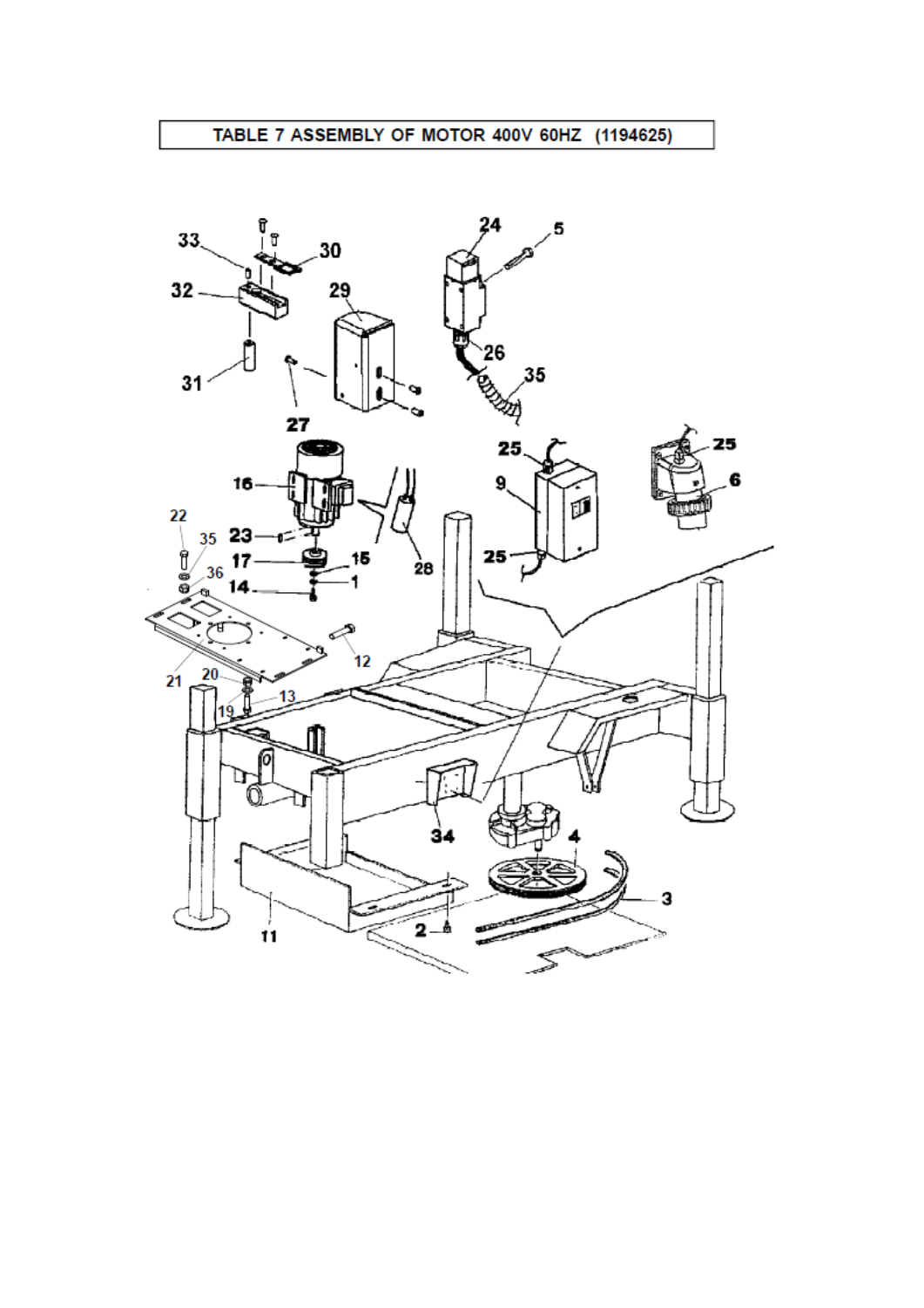# TABLE 7 ASSEMBLY OF MOTOR 400V 60HZ (1194625)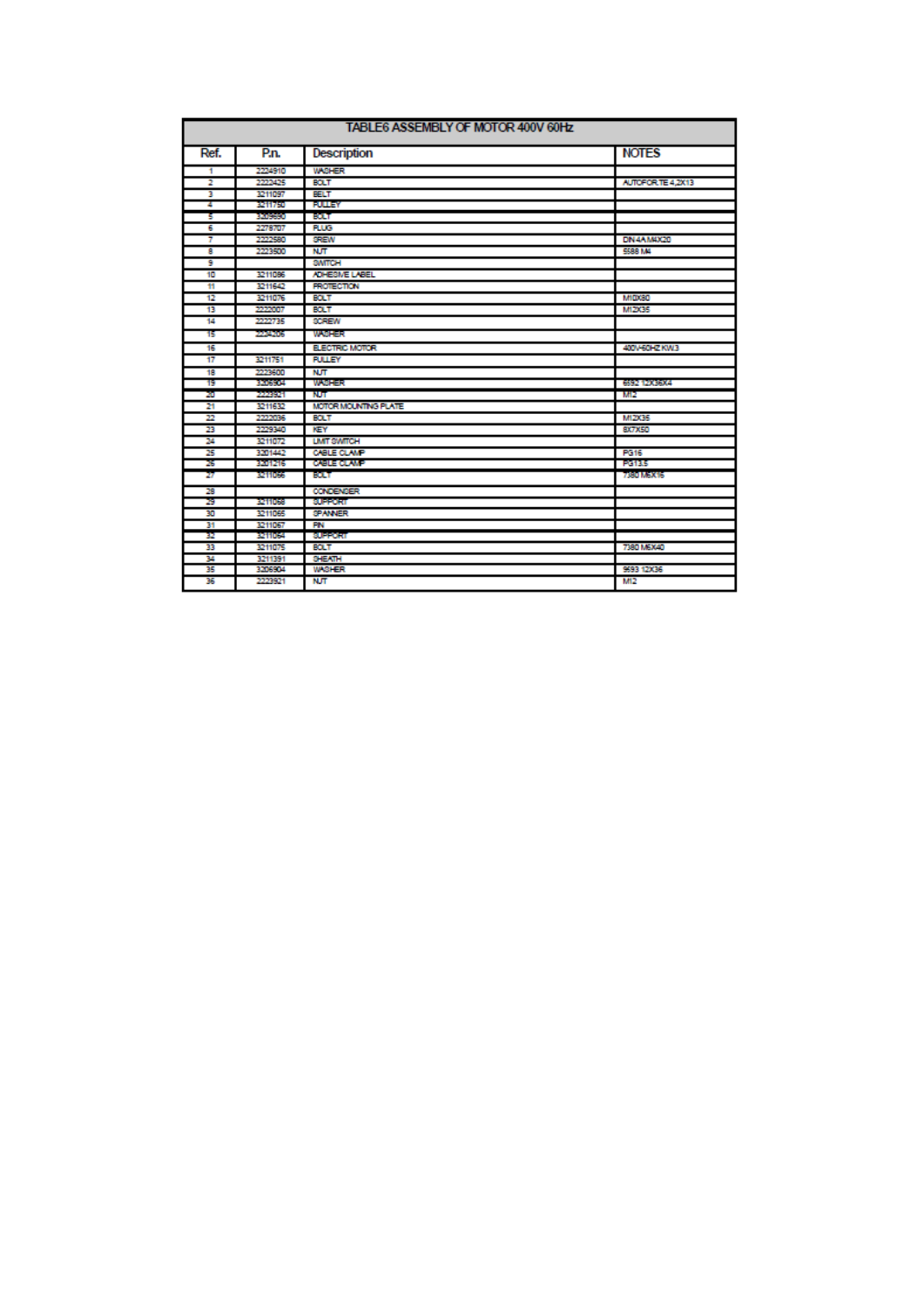| TABLE6 ASSEMBLY OF MOTOR 400V 60Hz | | | |
|---|---|---|---|
| **Ref.** | **P.n.** | **Description** | **NOTES** |
| 1 | 2224910 | WASHER | |
| 2 | 2222425 | BOLT | AUTOFOR.TE 4,2X13 |
| 3 | 3211097 | BELT | |
| 4 | 3211750 | PULLEY | |
| 5 | 3209690 | BOLT | |
| 6 | 2278707 | PLUG | |
| 7 | 2222580 | SREW | DIN 4A M4X20 |
| 8 | 2223500 | NUT | 5588 M4 |
| 9 | | SWITCH | |
| 10 | 3211086 | ADHESIVE LABEL | |
| 11 | 3211642 | PROTECTION | |
| 12 | 3211076 | BOLT | M10X80 |
| 13 | 2222007 | BOLT | M12X35 |
| 14 | 2222735 | SCREW | |
| 15 | 2224205 | WASHER | |
| 16 | | ELECTRIC MOTOR | 400V-60HZ KW3 |
| 17 | 3211751 | PULLEY | |
| 18 | 2223600 | NUT | |
| 19 | 3206904 | WASHER | 6592 12X36X4 |
| 20 | 2223921 | NUT | M12 |
| 21 | 3211632 | MOTOR MOUNTING PLATE | |
| 22 | 2222036 | BOLT | M12X35 |
| 23 | 2229340 | KEY | 8X7X50 |
| 24 | 3211072 | LIMIT SWITCH | |
| 25 | 3201442 | CABLE CLAMP | PG16 |
| 26 | 3201216 | CABLE CLAMP | PG13.5 |
| 27 | 3211066 | BOLT | 7380 M6X16 |
| 28 | | CONDENSER | |
| 29 | 3211068 | SUPPORT | |
| 30 | 3211065 | SPANNER | |
| 31 | 3211067 | PIN | |
| 32 | 3211064 | SUPPORT | |
| 33 | 3211075 | BOLT | 7380 M6X40 |
| 34 | 3211391 | SHEATH | |
| 35 | 3206904 | WASHER | 9593 12X36 |
| 36 | 2223921 | NUT | M12 |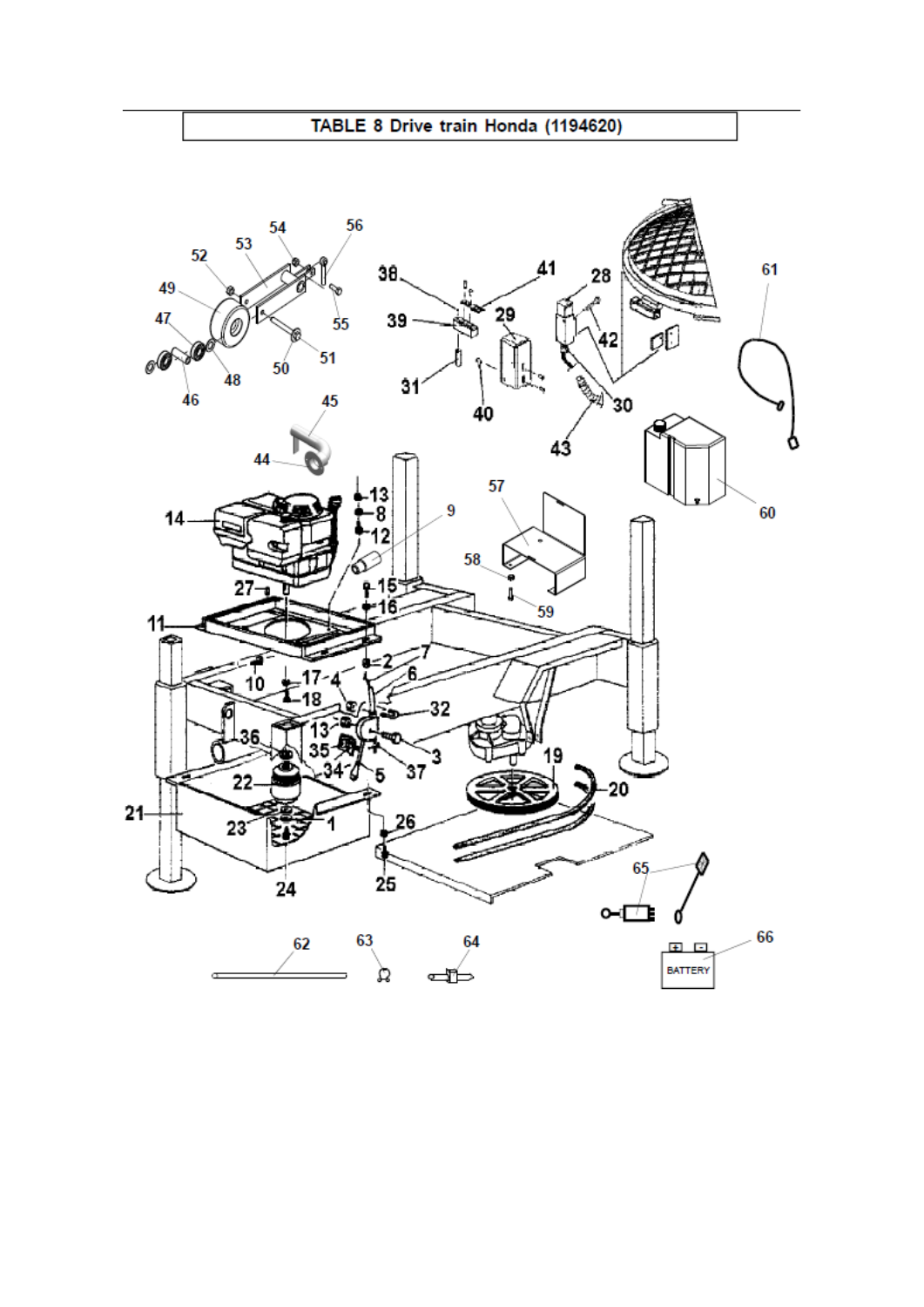TABLE 8 Drive train Honda (1194620)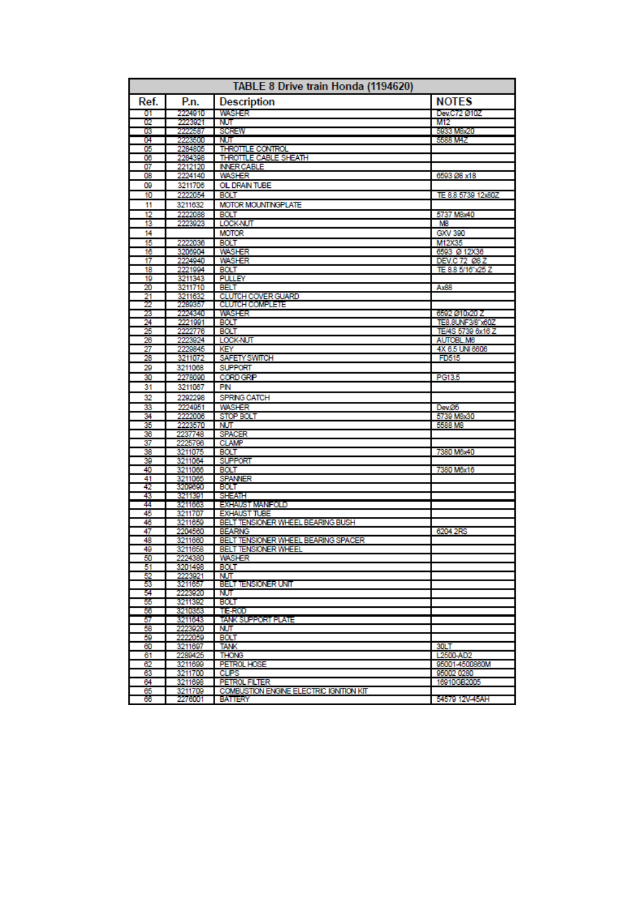| TABLE 8 Drive train Honda (1194620) | | | |
|---|---|---|---|
| Ref. | P.n. | Description | NOTES |
| 01 | 2224910 | WASHER | Dev.C72 Ø10Z |
| 02 | 2223921 | NUT | M12 |
| 03 | 2222587 | SCREW | 5933 M8x20 |
| 04 | 2223500 | NUT | 5588 M4Z |
| 05 | 2284805 | THROTTLE CONTROL | |
| 06 | 2284398 | THROTTLE CABLE SHEATH | |
| 07 | 2212120 | INNER CABLE | |
| 08 | 2224140 | WASHER | 6593 Ø8 x18 |
| 09 | 3211706 | OIL DRAIN TUBE | |
| 10 | 2222054 | BOLT | TE 8.8 5739 12x80Z |
| 11 | 3211632 | MOTOR MOUNTINGPLATE | |
| 12 | 2222088 | BOLT | 5737 M8x40 |
| 13 | 2223923 | LOCK-NUT | M8 |
| 14 | | MOTOR | GXV 390 |
| 15 | 2222036 | BOLT | M12X35 |
| 16 | 3206904 | WASHER | 6593 Ø 12X36 |
| 17 | 2224940 | WASHER | DEV.C 72 Ø8 Z |
| 18 | 2221994 | BOLT | TE 8.8 5/16"x25 Z |
| 19 | 3211343 | PULLEY | |
| 20 | 3211710 | BELT | Ax88 |
| 21 | 3211632 | CLUTCH COVER GUARD | |
| 22 | 2289357 | CLUTCH COMPLETE | |
| 23 | 2224340 | WASHER | 6592 Ø10x20 Z |
| 24 | 2221991 | BOLT | TE8.8UNF3/8"x60Z |
| 25 | 2222776 | BOLT | TE/4S 5739 6x16 Z |
| 26 | 2223924 | LOCK-NUT | AUTOBL.M6 |
| 27 | 2229845 | KEY | 4X 6.5 UNI 6606 |
| 28 | 3211072 | SAFETY SWITCH | FD515 |
| 29 | 3211068 | SUPPORT | |
| 30 | 2278090 | CORD GRIP | PG13.5 |
| 31 | 3211067 | PIN | |
| 32 | 2292298 | SPRING CATCH | |
| 33 | 2224951 | WASHER | Dev.Ø6 |
| 34 | 2222006 | STOP BOLT | 5739 M8x30 |
| 35 | 2223570 | NUT | 5588 M8 |
| 36 | 2237748 | SPACER | |
| 37 | 2225796 | CLAMP | |
| 38 | 3211075 | BOLT | 7380 M6x40 |
| 39 | 3211064 | SUPPORT | |
| 40 | 3211066 | BOLT | 7380 M6x16 |
| 41 | 3211065 | SPANNER | |
| 42 | 3209690 | BOLT | |
| 43 | 3211391 | SHEATH | |
| 44 | 3211663 | EXHAUST MANIFOLD | |
| 45 | 3211707 | EXHAUST TUBE | |
| 46 | 3211659 | BELT TENSIONER WHEEL BEARING BUSH | |
| 47 | 2204560 | BEARING | 6204 2RS |
| 48 | 3211660 | BELT TENSIONER WHEEL BEARING SPACER | |
| 49 | 3211658 | BELT TENSIONER WHEEL | |
| 50 | 2224380 | WASHER | |
| 51 | 3201498 | BOLT | |
| 52 | 2223921 | NUT | |
| 53 | 3211657 | BELT TENSIONER UNIT | |
| 54 | 2223920 | NUT | |
| 55 | 3211392 | BOLT | |
| 56 | 3210353 | TIE-ROD | |
| 57 | 3211643 | TANK SUPPORT PLATE | |
| 58 | 2223920 | NUT | |
| 59 | 2222059 | BOLT | |
| 60 | 3211697 | TANK | 30LT |
| 61 | 2289425 | THONG | L2500-AD2 |
| 62 | 3211699 | PETROL HOSE | 95001-4500860M |
| 63 | 3211700 | CLIPS | 95002 0280 |
| 64 | 3211698 | PETROL FILTER | 16910GB2005 |
| 65 | 3211709 | COMBUSTION ENGINE ELECTRIC IGNITION KIT | |
| 66 | 2276001 | BATTERY | 54579 12V-45AH |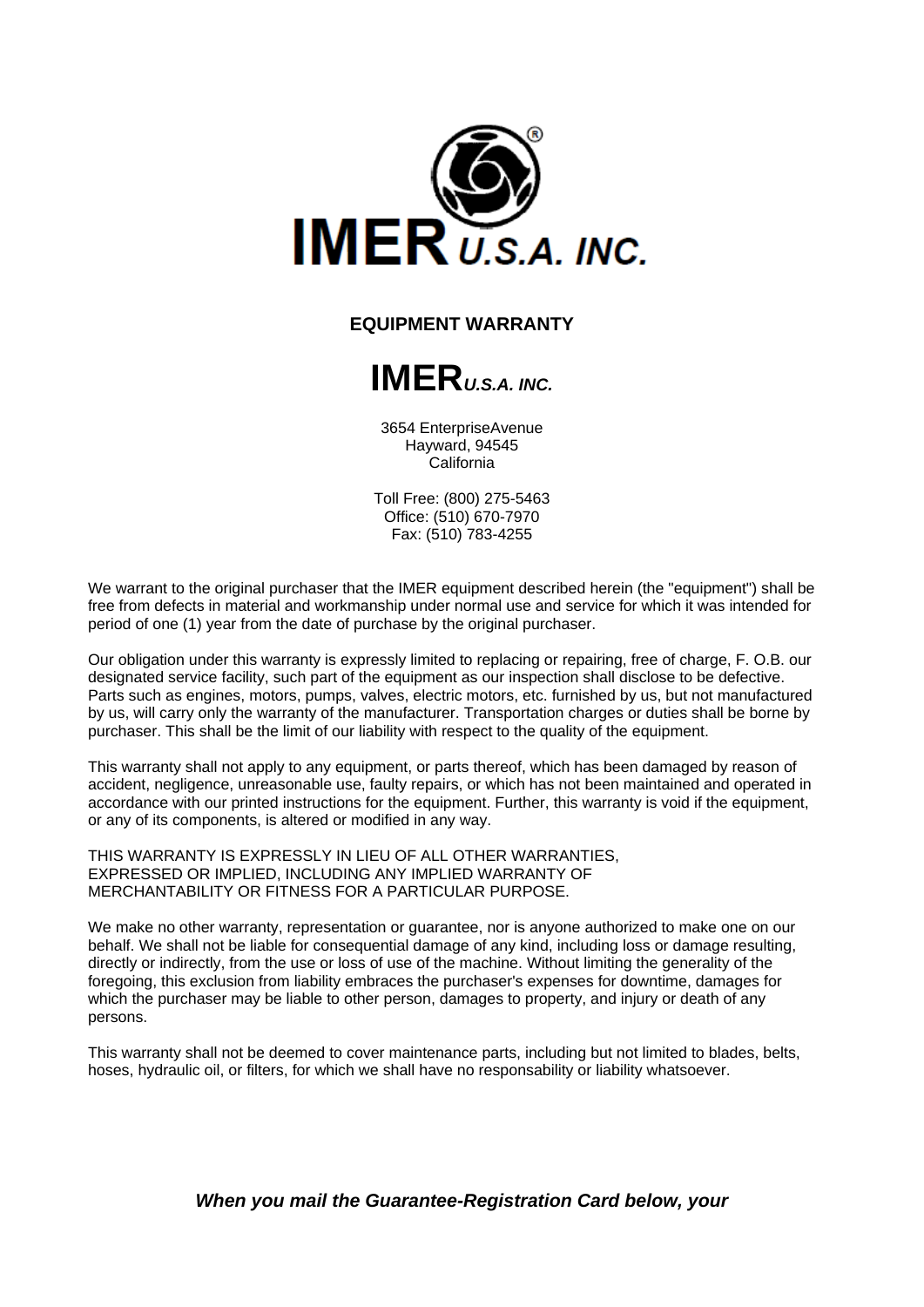IMER U.S.A. INC.

## EQUIPMENT WARRANTY

# IMER*U.S.A. INC.*

3654 EnterpriseAvenue
Hayward, 94545
California

Toll Free: (800) 275-5463
Office: (510) 670-7970
Fax: (510) 783-4255

We warrant to the original purchaser that the IMER equipment described herein (the "equipment") shall be free from defects in material and workmanship under normal use and service for which it was intended for period of one (1) year from the date of purchase by the original purchaser.

Our obligation under this warranty is expressly limited to replacing or repairing, free of charge, F. O.B. our designated service facility, such part of the equipment as our inspection shall disclose to be defective. Parts such as engines, motors, pumps, valves, electric motors, etc. furnished by us, but not manufactured by us, will carry only the warranty of the manufacturer. Transportation charges or duties shall be borne by purchaser. This shall be the limit of our liability with respect to the quality of the equipment.

This warranty shall not apply to any equipment, or parts thereof, which has been damaged by reason of accident, negligence, unreasonable use, faulty repairs, or which has not been maintained and operated in accordance with our printed instructions for the equipment. Further, this warranty is void if the equipment, or any of its components, is altered or modified in any way.

THIS WARRANTY IS EXPRESSLY IN LIEU OF ALL OTHER WARRANTIES, EXPRESSED OR IMPLIED, INCLUDING ANY IMPLIED WARRANTY OF MERCHANTABILITY OR FITNESS FOR A PARTICULAR PURPOSE.

We make no other warranty, representation or guarantee, nor is anyone authorized to make one on our behalf. We shall not be liable for consequential damage of any kind, including loss or damage resulting, directly or indirectly, from the use or loss of use of the machine. Without limiting the generality of the foregoing, this exclusion from liability embraces the purchaser's expenses for downtime, damages for which the purchaser may be liable to other person, damages to property, and injury or death of any persons.

This warranty shall not be deemed to cover maintenance parts, including but not limited to blades, belts, hoses, hydraulic oil, or filters, for which we shall have no responsability or liability whatsoever.

***When you mail the Guarantee-Registration Card below, your***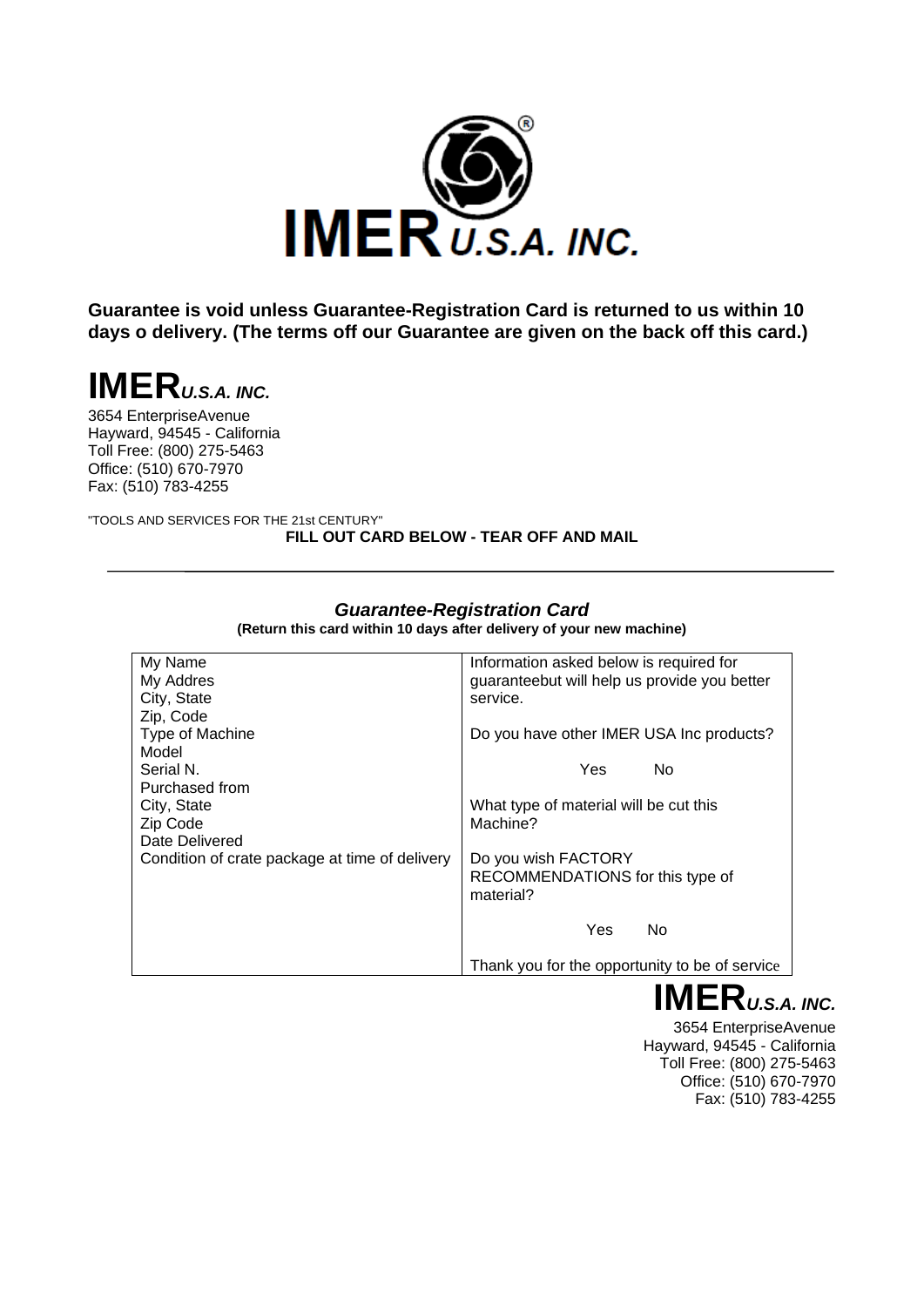IMER U.S.A. INC.

**Guarantee is void unless Guarantee-Registration Card is returned to us within 10 days o delivery. (The terms off our Guarantee are given on the back off this card.)**

# IMER*U.S.A. INC.*

3654 EnterpriseAvenue
Hayward, 94545 - California
Toll Free: (800) 275-5463
Office: (510) 670-7970
Fax: (510) 783-4255

"TOOLS AND SERVICES FOR THE 21st CENTURY"

**FILL OUT CARD BELOW - TEAR OFF AND MAIL**

---

## *Guarantee-Registration Card*

**(Return this card within 10 days after delivery of your new machine)**

| | |
|---|---|
| My Name<br>My Addres<br>City, State<br>Zip, Code<br>Type of Machine<br>Model<br>Serial N.<br>Purchased from<br>City, State<br>Zip Code<br>Date Delivered<br>Condition of crate package at time of delivery | Information asked below is required for guaranteebut will help us provide you better service.<br><br>Do you have other IMER USA Inc products?<br><br>Yes No<br><br>What type of material will be cut this Machine?<br><br>Do you wish FACTORY RECOMMENDATIONS for this type of material?<br><br>Yes No<br><br>Thank you for the opportunity to be of service |

# IMER*U.S.A. INC.*

3654 EnterpriseAvenue
Hayward, 94545 - California
Toll Free: (800) 275-5463
Office: (510) 670-7970
Fax: (510) 783-4255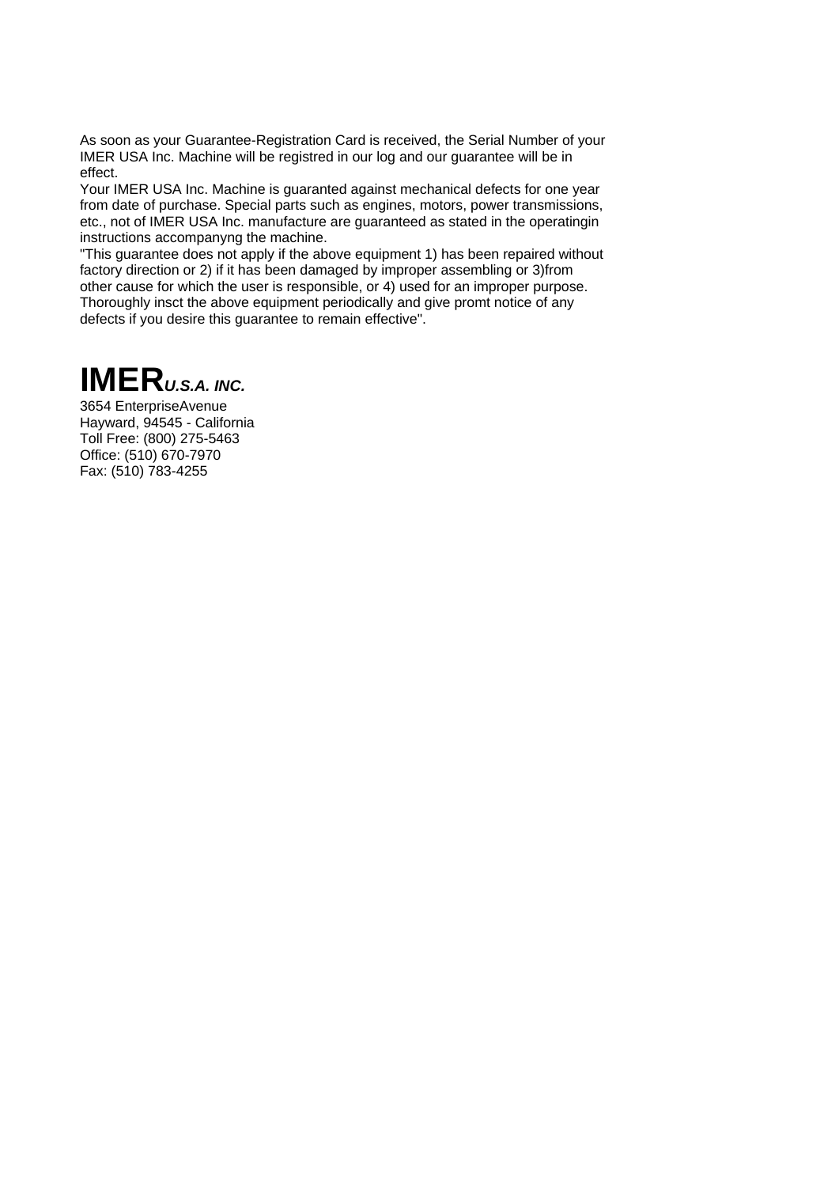As soon as your Guarantee-Registration Card is received, the Serial Number of your IMER USA Inc. Machine will be registred in our log and our guarantee will be in effect.
Your IMER USA Inc. Machine is guaranted against mechanical defects for one year from date of purchase. Special parts such as engines, motors, power transmissions, etc., not of IMER USA Inc. manufacture are guaranteed as stated in the operatingin instructions accompanyng the machine.
"This guarantee does not apply if the above equipment 1) has been repaired without factory direction or 2) if it has been damaged by improper assembling or 3)from other cause for which the user is responsible, or 4) used for an improper purpose. Thoroughly insct the above equipment periodically and give promt notice of any defects if you desire this guarantee to remain effective".

# IMER*U.S.A. INC.*

3654 EnterpriseAvenue
Hayward, 94545 - California
Toll Free: (800) 275-5463
Office: (510) 670-7970
Fax: (510) 783-4255